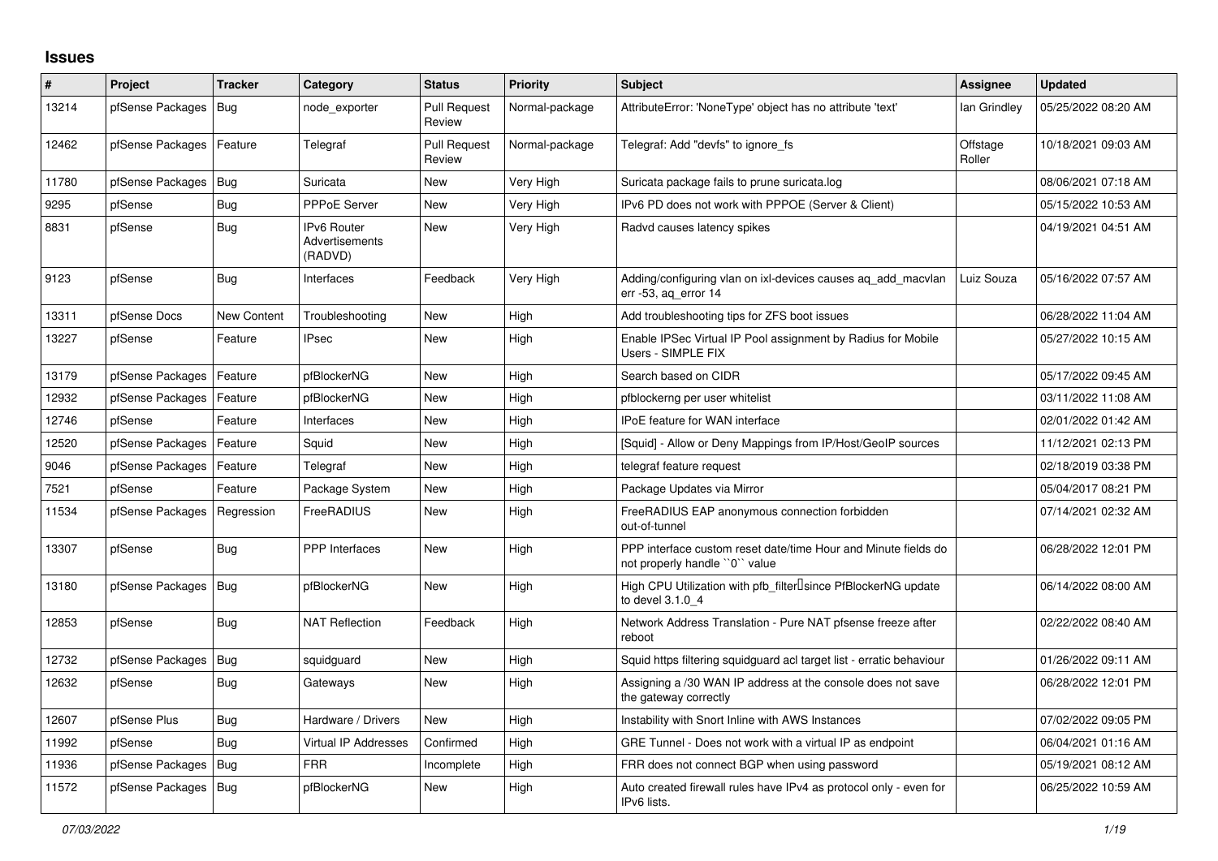# Issues

| # | Project | Tracker | Category | Status | Priority | Subject | Assignee | Updated |
|---|---|---|---|---|---|---|---|---|
| 13214 | pfSense Packages | Bug | node_exporter | Pull Request Review | Normal-package | AttributeError: 'NoneType' object has no attribute 'text' | Ian Grindley | 05/25/2022 08:20 AM |
| 12462 | pfSense Packages | Feature | Telegraf | Pull Request Review | Normal-package | Telegraf: Add "devfs" to ignore_fs | Offstage Roller | 10/18/2021 09:03 AM |
| 11780 | pfSense Packages | Bug | Suricata | New | Very High | Suricata package fails to prune suricata.log | | 08/06/2021 07:18 AM |
| 9295 | pfSense | Bug | PPPoE Server | New | Very High | IPv6 PD does not work with PPPOE (Server & Client) | | 05/15/2022 10:53 AM |
| 8831 | pfSense | Bug | IPv6 Router Advertisements (RADVD) | New | Very High | Radvd causes latency spikes | | 04/19/2021 04:51 AM |
| 9123 | pfSense | Bug | Interfaces | Feedback | Very High | Adding/configuring vlan on ixl-devices causes aq_add_macvlan err -53, aq_error 14 | Luiz Souza | 05/16/2022 07:57 AM |
| 13311 | pfSense Docs | New Content | Troubleshooting | New | High | Add troubleshooting tips for ZFS boot issues | | 06/28/2022 11:04 AM |
| 13227 | pfSense | Feature | IPsec | New | High | Enable IPSec Virtual IP Pool assignment by Radius for Mobile Users - SIMPLE FIX | | 05/27/2022 10:15 AM |
| 13179 | pfSense Packages | Feature | pfBlockerNG | New | High | Search based on CIDR | | 05/17/2022 09:45 AM |
| 12932 | pfSense Packages | Feature | pfBlockerNG | New | High | pfblockerng per user whitelist | | 03/11/2022 11:08 AM |
| 12746 | pfSense | Feature | Interfaces | New | High | IPoE feature for WAN interface | | 02/01/2022 01:42 AM |
| 12520 | pfSense Packages | Feature | Squid | New | High | [Squid] - Allow or Deny Mappings from IP/Host/GeoIP sources | | 11/12/2021 02:13 PM |
| 9046 | pfSense Packages | Feature | Telegraf | New | High | telegraf feature request | | 02/18/2019 03:38 PM |
| 7521 | pfSense | Feature | Package System | New | High | Package Updates via Mirror | | 05/04/2017 08:21 PM |
| 11534 | pfSense Packages | Regression | FreeRADIUS | New | High | FreeRADIUS EAP anonymous connection forbidden out-of-tunnel | | 07/14/2021 02:32 AM |
| 13307 | pfSense | Bug | PPP Interfaces | New | High | PPP interface custom reset date/time Hour and Minute fields do not properly handle ``0`` value | | 06/28/2022 12:01 PM |
| 13180 | pfSense Packages | Bug | pfBlockerNG | New | High | High CPU Utilization with pfb_filter since PfBlockerNG update to devel 3.1.0_4 | | 06/14/2022 08:00 AM |
| 12853 | pfSense | Bug | NAT Reflection | Feedback | High | Network Address Translation - Pure NAT pfsense freeze after reboot | | 02/22/2022 08:40 AM |
| 12732 | pfSense Packages | Bug | squidguard | New | High | Squid https filtering squidguard acl target list - erratic behaviour | | 01/26/2022 09:11 AM |
| 12632 | pfSense | Bug | Gateways | New | High | Assigning a /30 WAN IP address at the console does not save the gateway correctly | | 06/28/2022 12:01 PM |
| 12607 | pfSense Plus | Bug | Hardware / Drivers | New | High | Instability with Snort Inline with AWS Instances | | 07/02/2022 09:05 PM |
| 11992 | pfSense | Bug | Virtual IP Addresses | Confirmed | High | GRE Tunnel - Does not work with a virtual IP as endpoint | | 06/04/2021 01:16 AM |
| 11936 | pfSense Packages | Bug | FRR | Incomplete | High | FRR does not connect BGP when using password | | 05/19/2021 08:12 AM |
| 11572 | pfSense Packages | Bug | pfBlockerNG | New | High | Auto created firewall rules have IPv4 as protocol only - even for IPv6 lists. | | 06/25/2022 10:59 AM |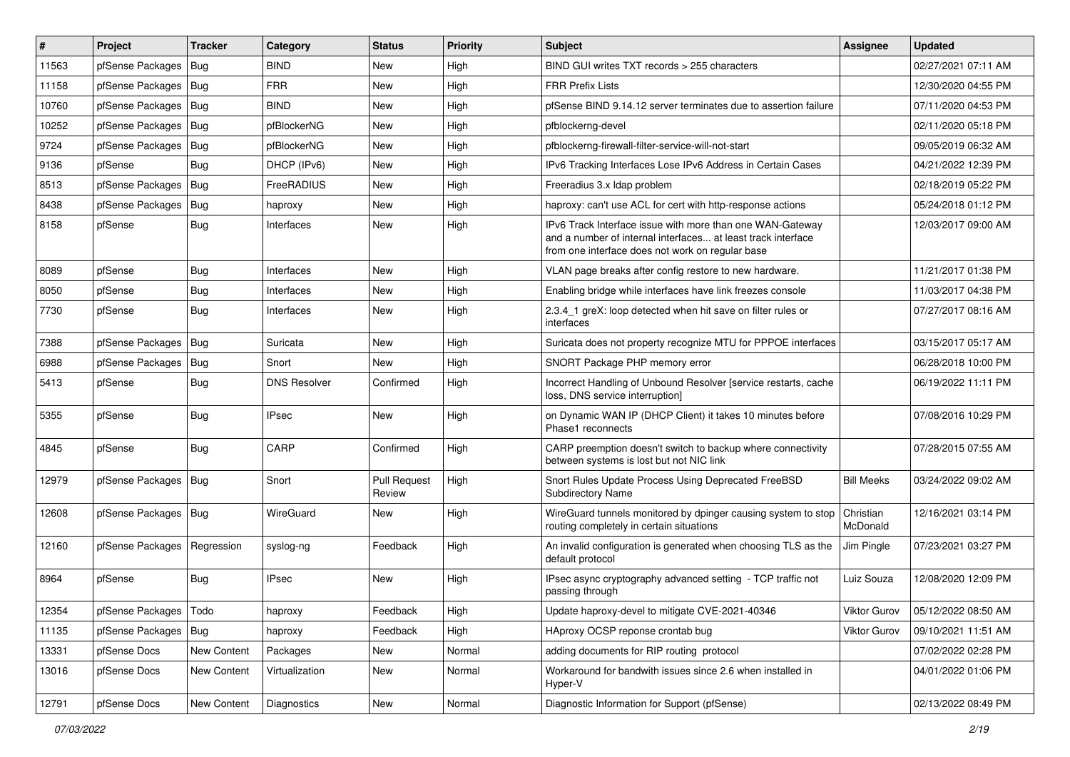| # | Project | Tracker | Category | Status | Priority | Subject | Assignee | Updated |
|---|---|---|---|---|---|---|---|---|
| 11563 | pfSense Packages | Bug | BIND | New | High | BIND GUI writes TXT records > 255 characters | | 02/27/2021 07:11 AM |
| 11158 | pfSense Packages | Bug | FRR | New | High | FRR Prefix Lists | | 12/30/2020 04:55 PM |
| 10760 | pfSense Packages | Bug | BIND | New | High | pfSense BIND 9.14.12 server terminates due to assertion failure | | 07/11/2020 04:53 PM |
| 10252 | pfSense Packages | Bug | pfBlockerNG | New | High | pfblockerng-devel | | 02/11/2020 05:18 PM |
| 9724 | pfSense Packages | Bug | pfBlockerNG | New | High | pfblockerng-firewall-filter-service-will-not-start | | 09/05/2019 06:32 AM |
| 9136 | pfSense | Bug | DHCP (IPv6) | New | High | IPv6 Tracking Interfaces Lose IPv6 Address in Certain Cases | | 04/21/2022 12:39 PM |
| 8513 | pfSense Packages | Bug | FreeRADIUS | New | High | Freeradius 3.x ldap problem | | 02/18/2019 05:22 PM |
| 8438 | pfSense Packages | Bug | haproxy | New | High | haproxy: can't use ACL for cert with http-response actions | | 05/24/2018 01:12 PM |
| 8158 | pfSense | Bug | Interfaces | New | High | IPv6 Track Interface issue with more than one WAN-Gateway and a number of internal interfaces... at least track interface from one interface does not work on regular base | | 12/03/2017 09:00 AM |
| 8089 | pfSense | Bug | Interfaces | New | High | VLAN page breaks after config restore to new hardware. | | 11/21/2017 01:38 PM |
| 8050 | pfSense | Bug | Interfaces | New | High | Enabling bridge while interfaces have link freezes console | | 11/03/2017 04:38 PM |
| 7730 | pfSense | Bug | Interfaces | New | High | 2.3.4_1 greX: loop detected when hit save on filter rules or interfaces | | 07/27/2017 08:16 AM |
| 7388 | pfSense Packages | Bug | Suricata | New | High | Suricata does not property recognize MTU for PPPOE interfaces | | 03/15/2017 05:17 AM |
| 6988 | pfSense Packages | Bug | Snort | New | High | SNORT Package PHP memory error | | 06/28/2018 10:00 PM |
| 5413 | pfSense | Bug | DNS Resolver | Confirmed | High | Incorrect Handling of Unbound Resolver [service restarts, cache loss, DNS service interruption] | | 06/19/2022 11:11 PM |
| 5355 | pfSense | Bug | IPsec | New | High | on Dynamic WAN IP (DHCP Client) it takes 10 minutes before Phase1 reconnects | | 07/08/2016 10:29 PM |
| 4845 | pfSense | Bug | CARP | Confirmed | High | CARP preemption doesn't switch to backup where connectivity between systems is lost but not NIC link | | 07/28/2015 07:55 AM |
| 12979 | pfSense Packages | Bug | Snort | Pull Request Review | High | Snort Rules Update Process Using Deprecated FreeBSD Subdirectory Name | Bill Meeks | 03/24/2022 09:02 AM |
| 12608 | pfSense Packages | Bug | WireGuard | New | High | WireGuard tunnels monitored by dpinger causing system to stop routing completely in certain situations | Christian McDonald | 12/16/2021 03:14 PM |
| 12160 | pfSense Packages | Regression | syslog-ng | Feedback | High | An invalid configuration is generated when choosing TLS as the default protocol | Jim Pingle | 07/23/2021 03:27 PM |
| 8964 | pfSense | Bug | IPsec | New | High | IPsec async cryptography advanced setting - TCP traffic not passing through | Luiz Souza | 12/08/2020 12:09 PM |
| 12354 | pfSense Packages | Todo | haproxy | Feedback | High | Update haproxy-devel to mitigate CVE-2021-40346 | Viktor Gurov | 05/12/2022 08:50 AM |
| 11135 | pfSense Packages | Bug | haproxy | Feedback | High | HAproxy OCSP reponse crontab bug | Viktor Gurov | 09/10/2021 11:51 AM |
| 13331 | pfSense Docs | New Content | Packages | New | Normal | adding documents for RIP routing protocol | | 07/02/2022 02:28 PM |
| 13016 | pfSense Docs | New Content | Virtualization | New | Normal | Workaround for bandwith issues since 2.6 when installed in Hyper-V | | 04/01/2022 01:06 PM |
| 12791 | pfSense Docs | New Content | Diagnostics | New | Normal | Diagnostic Information for Support (pfSense) | | 02/13/2022 08:49 PM |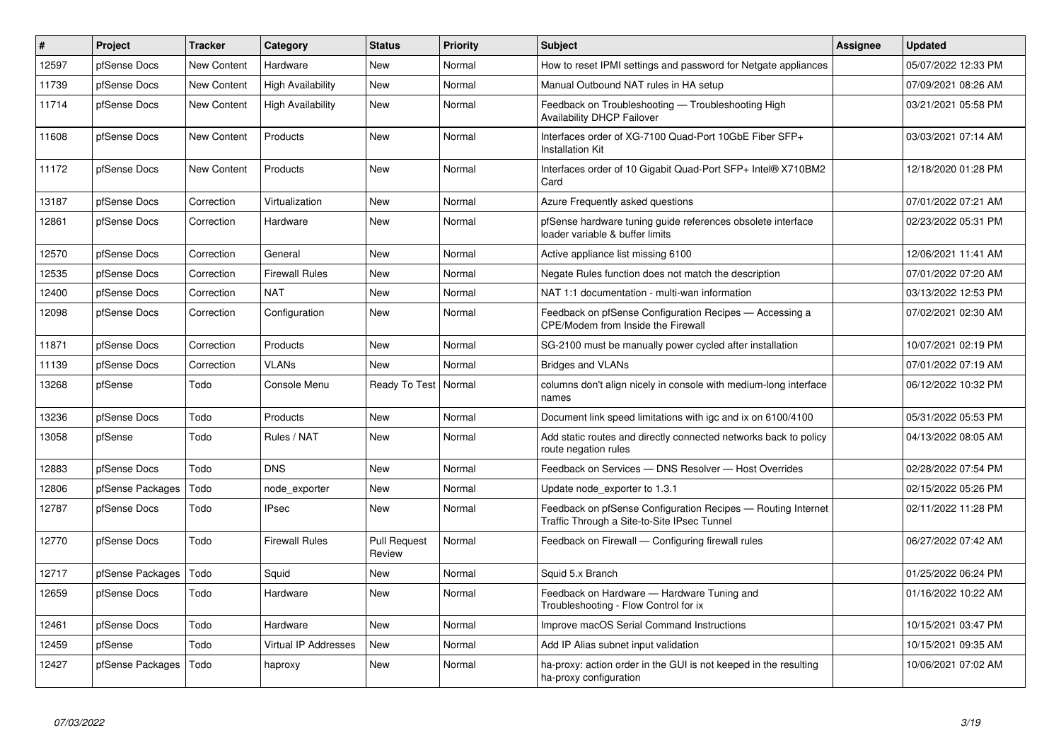| # | Project | Tracker | Category | Status | Priority | Subject | Assignee | Updated |
|---|---|---|---|---|---|---|---|---|
| 12597 | pfSense Docs | New Content | Hardware | New | Normal | How to reset IPMI settings and password for Netgate appliances | | 05/07/2022 12:33 PM |
| 11739 | pfSense Docs | New Content | High Availability | New | Normal | Manual Outbound NAT rules in HA setup | | 07/09/2021 08:26 AM |
| 11714 | pfSense Docs | New Content | High Availability | New | Normal | Feedback on Troubleshooting — Troubleshooting High Availability DHCP Failover | | 03/21/2021 05:58 PM |
| 11608 | pfSense Docs | New Content | Products | New | Normal | Interfaces order of XG-7100 Quad-Port 10GbE Fiber SFP+ Installation Kit | | 03/03/2021 07:14 AM |
| 11172 | pfSense Docs | New Content | Products | New | Normal | Interfaces order of 10 Gigabit Quad-Port SFP+ Intel® X710BM2 Card | | 12/18/2020 01:28 PM |
| 13187 | pfSense Docs | Correction | Virtualization | New | Normal | Azure Frequently asked questions | | 07/01/2022 07:21 AM |
| 12861 | pfSense Docs | Correction | Hardware | New | Normal | pfSense hardware tuning guide references obsolete interface loader variable & buffer limits | | 02/23/2022 05:31 PM |
| 12570 | pfSense Docs | Correction | General | New | Normal | Active appliance list missing 6100 | | 12/06/2021 11:41 AM |
| 12535 | pfSense Docs | Correction | Firewall Rules | New | Normal | Negate Rules function does not match the description | | 07/01/2022 07:20 AM |
| 12400 | pfSense Docs | Correction | NAT | New | Normal | NAT 1:1 documentation - multi-wan information | | 03/13/2022 12:53 PM |
| 12098 | pfSense Docs | Correction | Configuration | New | Normal | Feedback on pfSense Configuration Recipes — Accessing a CPE/Modem from Inside the Firewall | | 07/02/2021 02:30 AM |
| 11871 | pfSense Docs | Correction | Products | New | Normal | SG-2100 must be manually power cycled after installation | | 10/07/2021 02:19 PM |
| 11139 | pfSense Docs | Correction | VLANs | New | Normal | Bridges and VLANs | | 07/01/2022 07:19 AM |
| 13268 | pfSense | Todo | Console Menu | Ready To Test | Normal | columns don't align nicely in console with medium-long interface names | | 06/12/2022 10:32 PM |
| 13236 | pfSense Docs | Todo | Products | New | Normal | Document link speed limitations with igc and ix on 6100/4100 | | 05/31/2022 05:53 PM |
| 13058 | pfSense | Todo | Rules / NAT | New | Normal | Add static routes and directly connected networks back to policy route negation rules | | 04/13/2022 08:05 AM |
| 12883 | pfSense Docs | Todo | DNS | New | Normal | Feedback on Services — DNS Resolver — Host Overrides | | 02/28/2022 07:54 PM |
| 12806 | pfSense Packages | Todo | node_exporter | New | Normal | Update node_exporter to 1.3.1 | | 02/15/2022 05:26 PM |
| 12787 | pfSense Docs | Todo | IPsec | New | Normal | Feedback on pfSense Configuration Recipes — Routing Internet Traffic Through a Site-to-Site IPsec Tunnel | | 02/11/2022 11:28 PM |
| 12770 | pfSense Docs | Todo | Firewall Rules | Pull Request Review | Normal | Feedback on Firewall — Configuring firewall rules | | 06/27/2022 07:42 AM |
| 12717 | pfSense Packages | Todo | Squid | New | Normal | Squid 5.x Branch | | 01/25/2022 06:24 PM |
| 12659 | pfSense Docs | Todo | Hardware | New | Normal | Feedback on Hardware — Hardware Tuning and Troubleshooting - Flow Control for ix | | 01/16/2022 10:22 AM |
| 12461 | pfSense Docs | Todo | Hardware | New | Normal | Improve macOS Serial Command Instructions | | 10/15/2021 03:47 PM |
| 12459 | pfSense | Todo | Virtual IP Addresses | New | Normal | Add IP Alias subnet input validation | | 10/15/2021 09:35 AM |
| 12427 | pfSense Packages | Todo | haproxy | New | Normal | ha-proxy: action order in the GUI is not keeped in the resulting ha-proxy configuration | | 10/06/2021 07:02 AM |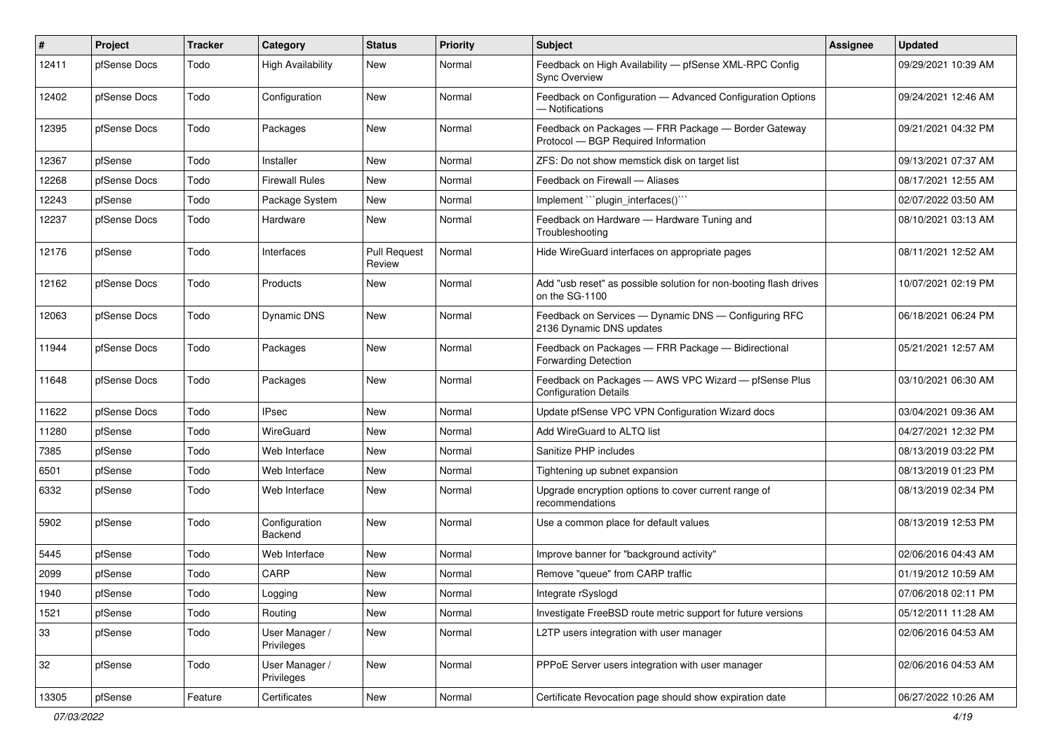| # | Project | Tracker | Category | Status | Priority | Subject | Assignee | Updated |
|---|---|---|---|---|---|---|---|---|
| 12411 | pfSense Docs | Todo | High Availability | New | Normal | Feedback on High Availability — pfSense XML-RPC Config Sync Overview | | 09/29/2021 10:39 AM |
| 12402 | pfSense Docs | Todo | Configuration | New | Normal | Feedback on Configuration — Advanced Configuration Options — Notifications | | 09/24/2021 12:46 AM |
| 12395 | pfSense Docs | Todo | Packages | New | Normal | Feedback on Packages — FRR Package — Border Gateway Protocol — BGP Required Information | | 09/21/2021 04:32 PM |
| 12367 | pfSense | Todo | Installer | New | Normal | ZFS: Do not show memstick disk on target list | | 09/13/2021 07:37 AM |
| 12268 | pfSense Docs | Todo | Firewall Rules | New | Normal | Feedback on Firewall — Aliases | | 08/17/2021 12:55 AM |
| 12243 | pfSense | Todo | Package System | New | Normal | Implement ```plugin_interfaces()``` | | 02/07/2022 03:50 AM |
| 12237 | pfSense Docs | Todo | Hardware | New | Normal | Feedback on Hardware — Hardware Tuning and Troubleshooting | | 08/10/2021 03:13 AM |
| 12176 | pfSense | Todo | Interfaces | Pull Request Review | Normal | Hide WireGuard interfaces on appropriate pages | | 08/11/2021 12:52 AM |
| 12162 | pfSense Docs | Todo | Products | New | Normal | Add "usb reset" as possible solution for non-booting flash drives on the SG-1100 | | 10/07/2021 02:19 PM |
| 12063 | pfSense Docs | Todo | Dynamic DNS | New | Normal | Feedback on Services — Dynamic DNS — Configuring RFC 2136 Dynamic DNS updates | | 06/18/2021 06:24 PM |
| 11944 | pfSense Docs | Todo | Packages | New | Normal | Feedback on Packages — FRR Package — Bidirectional Forwarding Detection | | 05/21/2021 12:57 AM |
| 11648 | pfSense Docs | Todo | Packages | New | Normal | Feedback on Packages — AWS VPC Wizard — pfSense Plus Configuration Details | | 03/10/2021 06:30 AM |
| 11622 | pfSense Docs | Todo | IPsec | New | Normal | Update pfSense VPC VPN Configuration Wizard docs | | 03/04/2021 09:36 AM |
| 11280 | pfSense | Todo | WireGuard | New | Normal | Add WireGuard to ALTQ list | | 04/27/2021 12:32 PM |
| 7385 | pfSense | Todo | Web Interface | New | Normal | Sanitize PHP includes | | 08/13/2019 03:22 PM |
| 6501 | pfSense | Todo | Web Interface | New | Normal | Tightening up subnet expansion | | 08/13/2019 01:23 PM |
| 6332 | pfSense | Todo | Web Interface | New | Normal | Upgrade encryption options to cover current range of recommendations | | 08/13/2019 02:34 PM |
| 5902 | pfSense | Todo | Configuration Backend | New | Normal | Use a common place for default values | | 08/13/2019 12:53 PM |
| 5445 | pfSense | Todo | Web Interface | New | Normal | Improve banner for "background activity" | | 02/06/2016 04:43 AM |
| 2099 | pfSense | Todo | CARP | New | Normal | Remove "queue" from CARP traffic | | 01/19/2012 10:59 AM |
| 1940 | pfSense | Todo | Logging | New | Normal | Integrate rSyslogd | | 07/06/2018 02:11 PM |
| 1521 | pfSense | Todo | Routing | New | Normal | Investigate FreeBSD route metric support for future versions | | 05/12/2011 11:28 AM |
| 33 | pfSense | Todo | User Manager / Privileges | New | Normal | L2TP users integration with user manager | | 02/06/2016 04:53 AM |
| 32 | pfSense | Todo | User Manager / Privileges | New | Normal | PPPoE Server users integration with user manager | | 02/06/2016 04:53 AM |
| 13305 | pfSense | Feature | Certificates | New | Normal | Certificate Revocation page should show expiration date | | 06/27/2022 10:26 AM |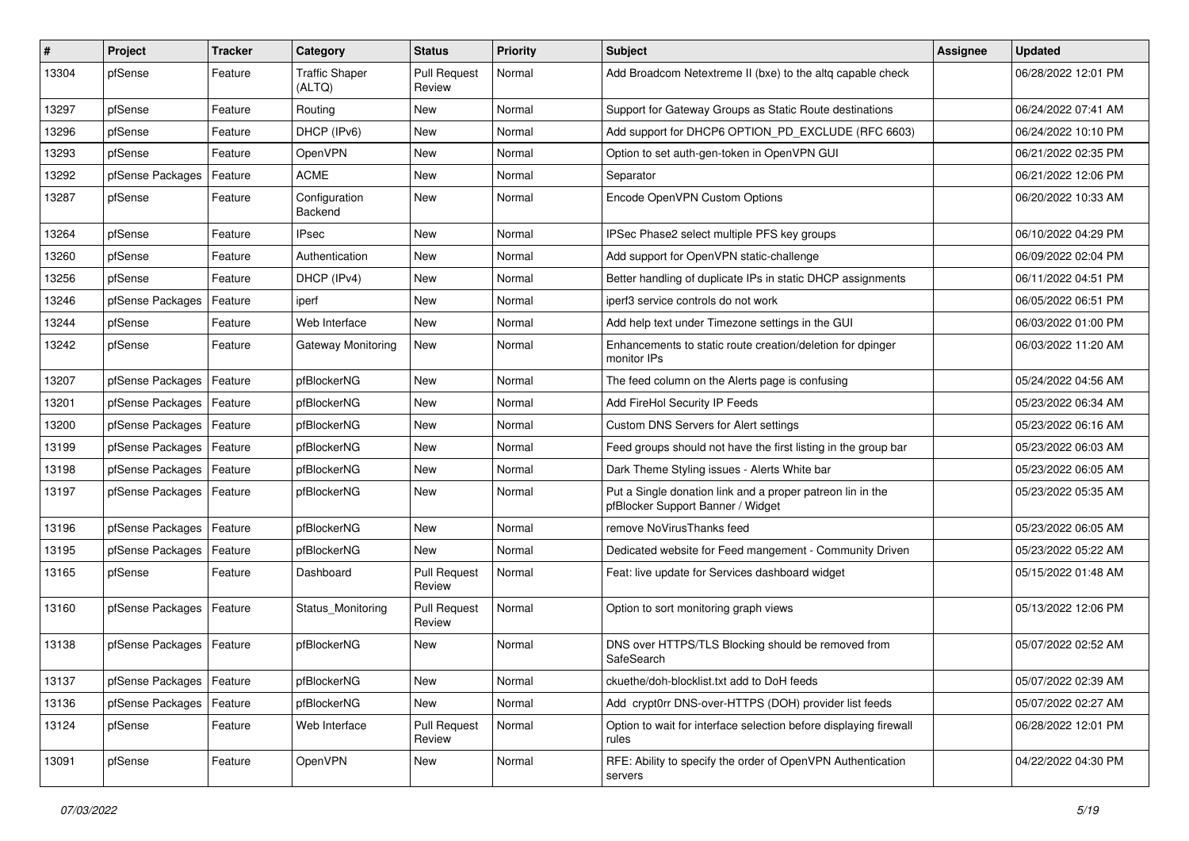| # | Project | Tracker | Category | Status | Priority | Subject | Assignee | Updated |
|---|---|---|---|---|---|---|---|---|
| 13304 | pfSense | Feature | Traffic Shaper (ALTQ) | Pull Request Review | Normal | Add Broadcom Netextreme II (bxe) to the altq capable check | | 06/28/2022 12:01 PM |
| 13297 | pfSense | Feature | Routing | New | Normal | Support for Gateway Groups as Static Route destinations | | 06/24/2022 07:41 AM |
| 13296 | pfSense | Feature | DHCP (IPv6) | New | Normal | Add support for DHCP6 OPTION_PD_EXCLUDE (RFC 6603) | | 06/24/2022 10:10 PM |
| 13293 | pfSense | Feature | OpenVPN | New | Normal | Option to set auth-gen-token in OpenVPN GUI | | 06/21/2022 02:35 PM |
| 13292 | pfSense Packages | Feature | ACME | New | Normal | Separator | | 06/21/2022 12:06 PM |
| 13287 | pfSense | Feature | Configuration Backend | New | Normal | Encode OpenVPN Custom Options | | 06/20/2022 10:33 AM |
| 13264 | pfSense | Feature | IPsec | New | Normal | IPSec Phase2 select multiple PFS key groups | | 06/10/2022 04:29 PM |
| 13260 | pfSense | Feature | Authentication | New | Normal | Add support for OpenVPN static-challenge | | 06/09/2022 02:04 PM |
| 13256 | pfSense | Feature | DHCP (IPv4) | New | Normal | Better handling of duplicate IPs in static DHCP assignments | | 06/11/2022 04:51 PM |
| 13246 | pfSense Packages | Feature | iperf | New | Normal | iperf3 service controls do not work | | 06/05/2022 06:51 PM |
| 13244 | pfSense | Feature | Web Interface | New | Normal | Add help text under Timezone settings in the GUI | | 06/03/2022 01:00 PM |
| 13242 | pfSense | Feature | Gateway Monitoring | New | Normal | Enhancements to static route creation/deletion for dpinger monitor IPs | | 06/03/2022 11:20 AM |
| 13207 | pfSense Packages | Feature | pfBlockerNG | New | Normal | The feed column on the Alerts page is confusing | | 05/24/2022 04:56 AM |
| 13201 | pfSense Packages | Feature | pfBlockerNG | New | Normal | Add FireHol Security IP Feeds | | 05/23/2022 06:34 AM |
| 13200 | pfSense Packages | Feature | pfBlockerNG | New | Normal | Custom DNS Servers for Alert settings | | 05/23/2022 06:16 AM |
| 13199 | pfSense Packages | Feature | pfBlockerNG | New | Normal | Feed groups should not have the first listing in the group bar | | 05/23/2022 06:03 AM |
| 13198 | pfSense Packages | Feature | pfBlockerNG | New | Normal | Dark Theme Styling issues - Alerts White bar | | 05/23/2022 06:05 AM |
| 13197 | pfSense Packages | Feature | pfBlockerNG | New | Normal | Put a Single donation link and a proper patreon lin in the pfBlocker Support Banner / Widget | | 05/23/2022 05:35 AM |
| 13196 | pfSense Packages | Feature | pfBlockerNG | New | Normal | remove NoVirusThanks feed | | 05/23/2022 06:05 AM |
| 13195 | pfSense Packages | Feature | pfBlockerNG | New | Normal | Dedicated website for Feed mangement - Community Driven | | 05/23/2022 05:22 AM |
| 13165 | pfSense | Feature | Dashboard | Pull Request Review | Normal | Feat: live update for Services dashboard widget | | 05/15/2022 01:48 AM |
| 13160 | pfSense Packages | Feature | Status_Monitoring | Pull Request Review | Normal | Option to sort monitoring graph views | | 05/13/2022 12:06 PM |
| 13138 | pfSense Packages | Feature | pfBlockerNG | New | Normal | DNS over HTTPS/TLS Blocking should be removed from SafeSearch | | 05/07/2022 02:52 AM |
| 13137 | pfSense Packages | Feature | pfBlockerNG | New | Normal | ckuethe/doh-blocklist.txt add to DoH feeds | | 05/07/2022 02:39 AM |
| 13136 | pfSense Packages | Feature | pfBlockerNG | New | Normal | Add crypt0rr DNS-over-HTTPS (DOH) provider list feeds | | 05/07/2022 02:27 AM |
| 13124 | pfSense | Feature | Web Interface | Pull Request Review | Normal | Option to wait for interface selection before displaying firewall rules | | 06/28/2022 12:01 PM |
| 13091 | pfSense | Feature | OpenVPN | New | Normal | RFE: Ability to specify the order of OpenVPN Authentication servers | | 04/22/2022 04:30 PM |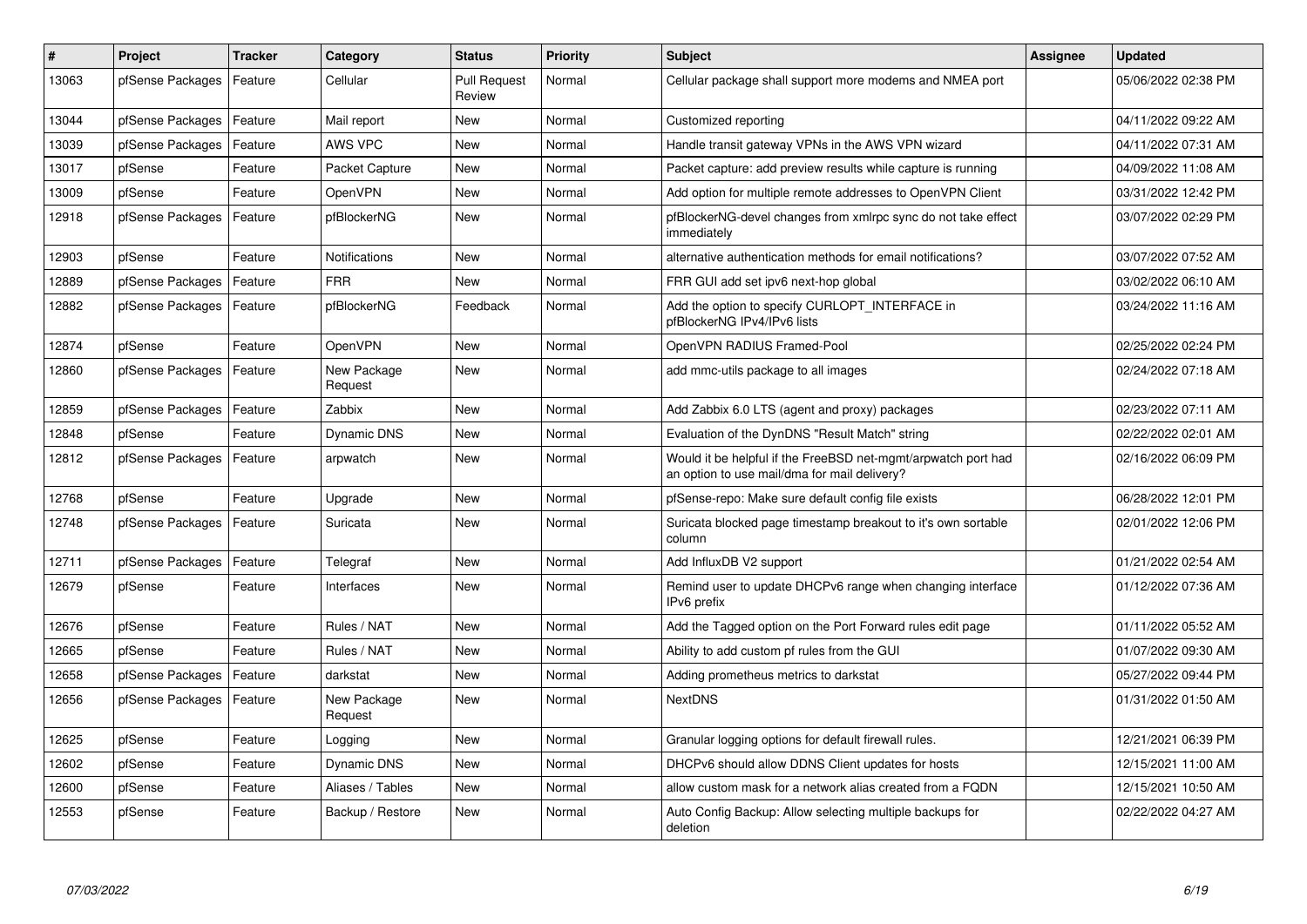| # | Project | Tracker | Category | Status | Priority | Subject | Assignee | Updated |
|---|---|---|---|---|---|---|---|---|
| 13063 | pfSense Packages | Feature | Cellular | Pull Request Review | Normal | Cellular package shall support more modems and NMEA port | | 05/06/2022 02:38 PM |
| 13044 | pfSense Packages | Feature | Mail report | New | Normal | Customized reporting | | 04/11/2022 09:22 AM |
| 13039 | pfSense Packages | Feature | AWS VPC | New | Normal | Handle transit gateway VPNs in the AWS VPN wizard | | 04/11/2022 07:31 AM |
| 13017 | pfSense | Feature | Packet Capture | New | Normal | Packet capture: add preview results while capture is running | | 04/09/2022 11:08 AM |
| 13009 | pfSense | Feature | OpenVPN | New | Normal | Add option for multiple remote addresses to OpenVPN Client | | 03/31/2022 12:42 PM |
| 12918 | pfSense Packages | Feature | pfBlockerNG | New | Normal | pfBlockerNG-devel changes from xmlrpc sync do not take effect immediately | | 03/07/2022 02:29 PM |
| 12903 | pfSense | Feature | Notifications | New | Normal | alternative authentication methods for email notifications? | | 03/07/2022 07:52 AM |
| 12889 | pfSense Packages | Feature | FRR | New | Normal | FRR GUI add set ipv6 next-hop global | | 03/02/2022 06:10 AM |
| 12882 | pfSense Packages | Feature | pfBlockerNG | Feedback | Normal | Add the option to specify CURLOPT_INTERFACE in pfBlockerNG IPv4/IPv6 lists | | 03/24/2022 11:16 AM |
| 12874 | pfSense | Feature | OpenVPN | New | Normal | OpenVPN RADIUS Framed-Pool | | 02/25/2022 02:24 PM |
| 12860 | pfSense Packages | Feature | New Package Request | New | Normal | add mmc-utils package to all images | | 02/24/2022 07:18 AM |
| 12859 | pfSense Packages | Feature | Zabbix | New | Normal | Add Zabbix 6.0 LTS (agent and proxy) packages | | 02/23/2022 07:11 AM |
| 12848 | pfSense | Feature | Dynamic DNS | New | Normal | Evaluation of the DynDNS "Result Match" string | | 02/22/2022 02:01 AM |
| 12812 | pfSense Packages | Feature | arpwatch | New | Normal | Would it be helpful if the FreeBSD net-mgmt/arpwatch port had an option to use mail/dma for mail delivery? | | 02/16/2022 06:09 PM |
| 12768 | pfSense | Feature | Upgrade | New | Normal | pfSense-repo: Make sure default config file exists | | 06/28/2022 12:01 PM |
| 12748 | pfSense Packages | Feature | Suricata | New | Normal | Suricata blocked page timestamp breakout to it's own sortable column | | 02/01/2022 12:06 PM |
| 12711 | pfSense Packages | Feature | Telegraf | New | Normal | Add InfluxDB V2 support | | 01/21/2022 02:54 AM |
| 12679 | pfSense | Feature | Interfaces | New | Normal | Remind user to update DHCPv6 range when changing interface IPv6 prefix | | 01/12/2022 07:36 AM |
| 12676 | pfSense | Feature | Rules / NAT | New | Normal | Add the Tagged option on the Port Forward rules edit page | | 01/11/2022 05:52 AM |
| 12665 | pfSense | Feature | Rules / NAT | New | Normal | Ability to add custom pf rules from the GUI | | 01/07/2022 09:30 AM |
| 12658 | pfSense Packages | Feature | darkstat | New | Normal | Adding prometheus metrics to darkstat | | 05/27/2022 09:44 PM |
| 12656 | pfSense Packages | Feature | New Package Request | New | Normal | NextDNS | | 01/31/2022 01:50 AM |
| 12625 | pfSense | Feature | Logging | New | Normal | Granular logging options for default firewall rules. | | 12/21/2021 06:39 PM |
| 12602 | pfSense | Feature | Dynamic DNS | New | Normal | DHCPv6 should allow DDNS Client updates for hosts | | 12/15/2021 11:00 AM |
| 12600 | pfSense | Feature | Aliases / Tables | New | Normal | allow custom mask for a network alias created from a FQDN | | 12/15/2021 10:50 AM |
| 12553 | pfSense | Feature | Backup / Restore | New | Normal | Auto Config Backup: Allow selecting multiple backups for deletion | | 02/22/2022 04:27 AM |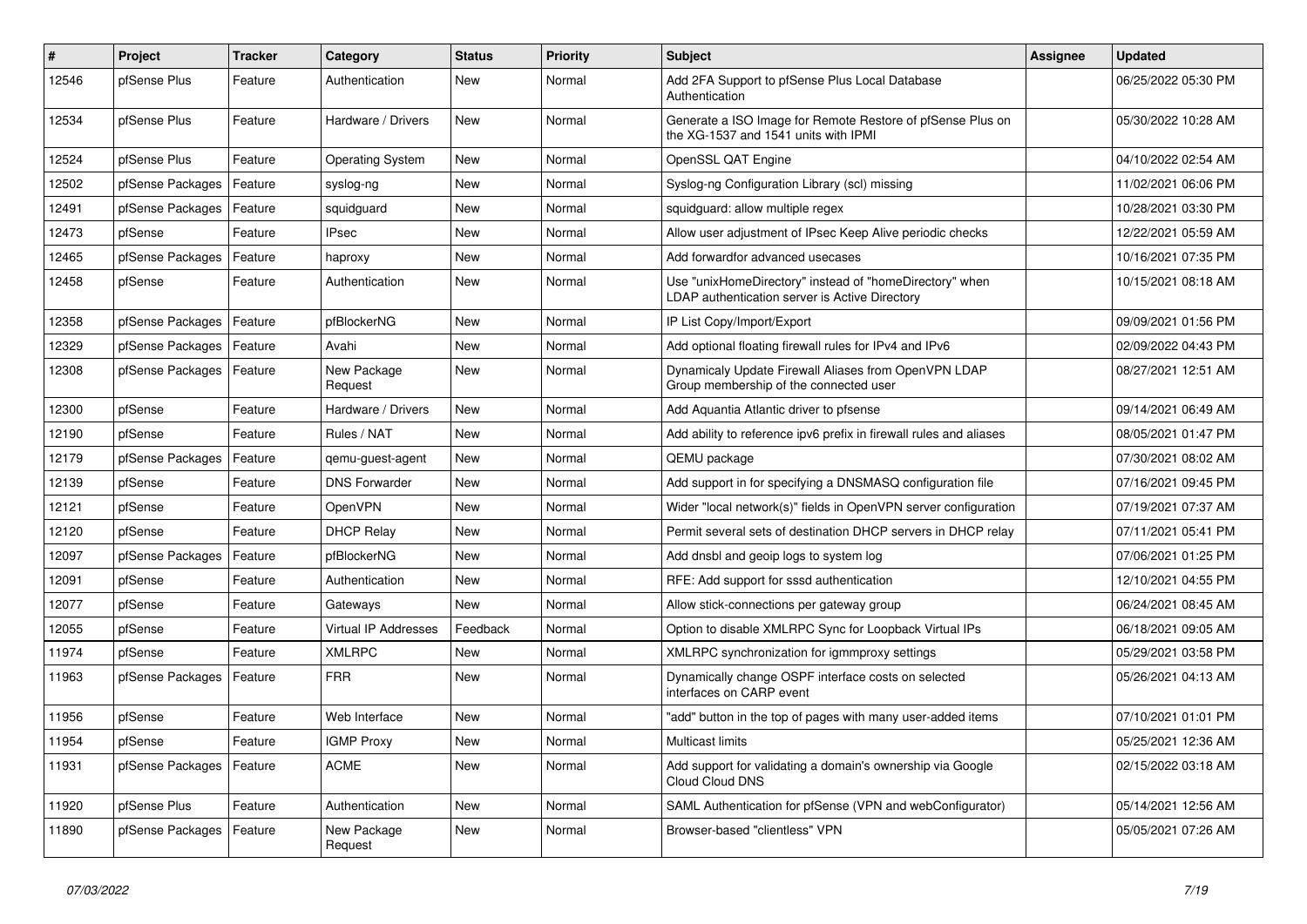| # | Project | Tracker | Category | Status | Priority | Subject | Assignee | Updated |
|---|---|---|---|---|---|---|---|---|
| 12546 | pfSense Plus | Feature | Authentication | New | Normal | Add 2FA Support to pfSense Plus Local Database Authentication | | 06/25/2022 05:30 PM |
| 12534 | pfSense Plus | Feature | Hardware / Drivers | New | Normal | Generate a ISO Image for Remote Restore of pfSense Plus on the XG-1537 and 1541 units with IPMI | | 05/30/2022 10:28 AM |
| 12524 | pfSense Plus | Feature | Operating System | New | Normal | OpenSSL QAT Engine | | 04/10/2022 02:54 AM |
| 12502 | pfSense Packages | Feature | syslog-ng | New | Normal | Syslog-ng Configuration Library (scl) missing | | 11/02/2021 06:06 PM |
| 12491 | pfSense Packages | Feature | squidguard | New | Normal | squidguard: allow multiple regex | | 10/28/2021 03:30 PM |
| 12473 | pfSense | Feature | IPsec | New | Normal | Allow user adjustment of IPsec Keep Alive periodic checks | | 12/22/2021 05:59 AM |
| 12465 | pfSense Packages | Feature | haproxy | New | Normal | Add forwardfor advanced usecases | | 10/16/2021 07:35 PM |
| 12458 | pfSense | Feature | Authentication | New | Normal | Use "unixHomeDirectory" instead of "homeDirectory" when LDAP authentication server is Active Directory | | 10/15/2021 08:18 AM |
| 12358 | pfSense Packages | Feature | pfBlockerNG | New | Normal | IP List Copy/Import/Export | | 09/09/2021 01:56 PM |
| 12329 | pfSense Packages | Feature | Avahi | New | Normal | Add optional floating firewall rules for IPv4 and IPv6 | | 02/09/2022 04:43 PM |
| 12308 | pfSense Packages | Feature | New Package Request | New | Normal | Dynamicaly Update Firewall Aliases from OpenVPN LDAP Group membership of the connected user | | 08/27/2021 12:51 AM |
| 12300 | pfSense | Feature | Hardware / Drivers | New | Normal | Add Aquantia Atlantic driver to pfsense | | 09/14/2021 06:49 AM |
| 12190 | pfSense | Feature | Rules / NAT | New | Normal | Add ability to reference ipv6 prefix in firewall rules and aliases | | 08/05/2021 01:47 PM |
| 12179 | pfSense Packages | Feature | qemu-guest-agent | New | Normal | QEMU package | | 07/30/2021 08:02 AM |
| 12139 | pfSense | Feature | DNS Forwarder | New | Normal | Add support in for specifying a DNSMASQ configuration file | | 07/16/2021 09:45 PM |
| 12121 | pfSense | Feature | OpenVPN | New | Normal | Wider "local network(s)" fields in OpenVPN server configuration | | 07/19/2021 07:37 AM |
| 12120 | pfSense | Feature | DHCP Relay | New | Normal | Permit several sets of destination DHCP servers in DHCP relay | | 07/11/2021 05:41 PM |
| 12097 | pfSense Packages | Feature | pfBlockerNG | New | Normal | Add dnsbl and geoip logs to system log | | 07/06/2021 01:25 PM |
| 12091 | pfSense | Feature | Authentication | New | Normal | RFE: Add support for sssd authentication | | 12/10/2021 04:55 PM |
| 12077 | pfSense | Feature | Gateways | New | Normal | Allow stick-connections per gateway group | | 06/24/2021 08:45 AM |
| 12055 | pfSense | Feature | Virtual IP Addresses | Feedback | Normal | Option to disable XMLRPC Sync for Loopback Virtual IPs | | 06/18/2021 09:05 AM |
| 11974 | pfSense | Feature | XMLRPC | New | Normal | XMLRPC synchronization for igmmproxy settings | | 05/29/2021 03:58 PM |
| 11963 | pfSense Packages | Feature | FRR | New | Normal | Dynamically change OSPF interface costs on selected interfaces on CARP event | | 05/26/2021 04:13 AM |
| 11956 | pfSense | Feature | Web Interface | New | Normal | "add" button in the top of pages with many user-added items | | 07/10/2021 01:01 PM |
| 11954 | pfSense | Feature | IGMP Proxy | New | Normal | Multicast limits | | 05/25/2021 12:36 AM |
| 11931 | pfSense Packages | Feature | ACME | New | Normal | Add support for validating a domain's ownership via Google Cloud Cloud DNS | | 02/15/2022 03:18 AM |
| 11920 | pfSense Plus | Feature | Authentication | New | Normal | SAML Authentication for pfSense (VPN and webConfigurator) | | 05/14/2021 12:56 AM |
| 11890 | pfSense Packages | Feature | New Package Request | New | Normal | Browser-based "clientless" VPN | | 05/05/2021 07:26 AM |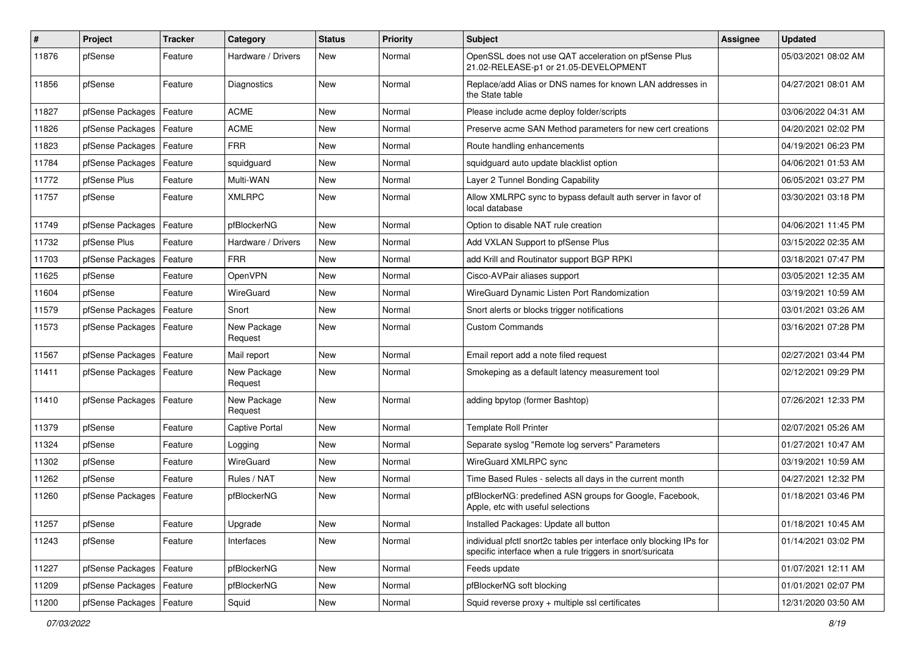| # | Project | Tracker | Category | Status | Priority | Subject | Assignee | Updated |
|---|---|---|---|---|---|---|---|---|
| 11876 | pfSense | Feature | Hardware / Drivers | New | Normal | OpenSSL does not use QAT acceleration on pfSense Plus 21.02-RELEASE-p1 or 21.05-DEVELOPMENT | | 05/03/2021 08:02 AM |
| 11856 | pfSense | Feature | Diagnostics | New | Normal | Replace/add Alias or DNS names for known LAN addresses in the State table | | 04/27/2021 08:01 AM |
| 11827 | pfSense Packages | Feature | ACME | New | Normal | Please include acme deploy folder/scripts | | 03/06/2022 04:31 AM |
| 11826 | pfSense Packages | Feature | ACME | New | Normal | Preserve acme SAN Method parameters for new cert creations | | 04/20/2021 02:02 PM |
| 11823 | pfSense Packages | Feature | FRR | New | Normal | Route handling enhancements | | 04/19/2021 06:23 PM |
| 11784 | pfSense Packages | Feature | squidguard | New | Normal | squidguard auto update blacklist option | | 04/06/2021 01:53 AM |
| 11772 | pfSense Plus | Feature | Multi-WAN | New | Normal | Layer 2 Tunnel Bonding Capability | | 06/05/2021 03:27 PM |
| 11757 | pfSense | Feature | XMLRPC | New | Normal | Allow XMLRPC sync to bypass default auth server in favor of local database | | 03/30/2021 03:18 PM |
| 11749 | pfSense Packages | Feature | pfBlockerNG | New | Normal | Option to disable NAT rule creation | | 04/06/2021 11:45 PM |
| 11732 | pfSense Plus | Feature | Hardware / Drivers | New | Normal | Add VXLAN Support to pfSense Plus | | 03/15/2022 02:35 AM |
| 11703 | pfSense Packages | Feature | FRR | New | Normal | add Krill and Routinator support BGP RPKI | | 03/18/2021 07:47 PM |
| 11625 | pfSense | Feature | OpenVPN | New | Normal | Cisco-AVPair aliases support | | 03/05/2021 12:35 AM |
| 11604 | pfSense | Feature | WireGuard | New | Normal | WireGuard Dynamic Listen Port Randomization | | 03/19/2021 10:59 AM |
| 11579 | pfSense Packages | Feature | Snort | New | Normal | Snort alerts or blocks trigger notifications | | 03/01/2021 03:26 AM |
| 11573 | pfSense Packages | Feature | New Package Request | New | Normal | Custom Commands | | 03/16/2021 07:28 PM |
| 11567 | pfSense Packages | Feature | Mail report | New | Normal | Email report add a note filed request | | 02/27/2021 03:44 PM |
| 11411 | pfSense Packages | Feature | New Package Request | New | Normal | Smokeping as a default latency measurement tool | | 02/12/2021 09:29 PM |
| 11410 | pfSense Packages | Feature | New Package Request | New | Normal | adding bpytop (former Bashtop) | | 07/26/2021 12:33 PM |
| 11379 | pfSense | Feature | Captive Portal | New | Normal | Template Roll Printer | | 02/07/2021 05:26 AM |
| 11324 | pfSense | Feature | Logging | New | Normal | Separate syslog "Remote log servers" Parameters | | 01/27/2021 10:47 AM |
| 11302 | pfSense | Feature | WireGuard | New | Normal | WireGuard XMLRPC sync | | 03/19/2021 10:59 AM |
| 11262 | pfSense | Feature | Rules / NAT | New | Normal | Time Based Rules - selects all days in the current month | | 04/27/2021 12:32 PM |
| 11260 | pfSense Packages | Feature | pfBlockerNG | New | Normal | pfBlockerNG: predefined ASN groups for Google, Facebook, Apple, etc with useful selections | | 01/18/2021 03:46 PM |
| 11257 | pfSense | Feature | Upgrade | New | Normal | Installed Packages: Update all button | | 01/18/2021 10:45 AM |
| 11243 | pfSense | Feature | Interfaces | New | Normal | individual pfctl snort2c tables per interface only blocking IPs for specific interface when a rule triggers in snort/suricata | | 01/14/2021 03:02 PM |
| 11227 | pfSense Packages | Feature | pfBlockerNG | New | Normal | Feeds update | | 01/07/2021 12:11 AM |
| 11209 | pfSense Packages | Feature | pfBlockerNG | New | Normal | pfBlockerNG soft blocking | | 01/01/2021 02:07 PM |
| 11200 | pfSense Packages | Feature | Squid | New | Normal | Squid reverse proxy + multiple ssl certificates | | 12/31/2020 03:50 AM |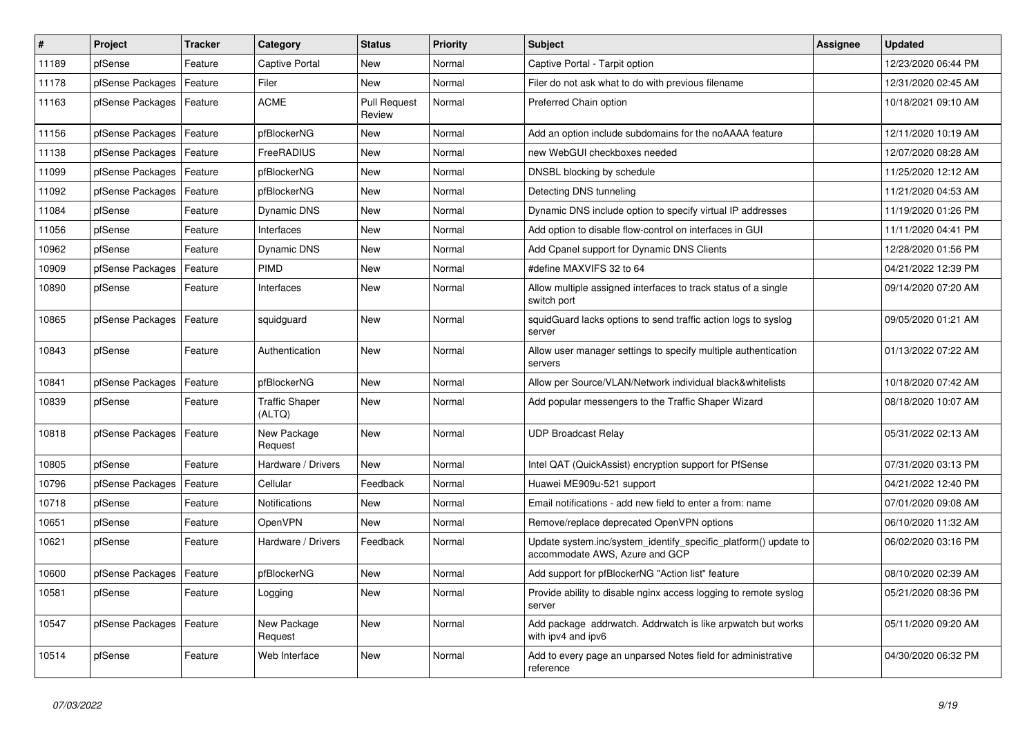| # | Project | Tracker | Category | Status | Priority | Subject | Assignee | Updated |
|---|---|---|---|---|---|---|---|---|
| 11189 | pfSense | Feature | Captive Portal | New | Normal | Captive Portal - Tarpit option | | 12/23/2020 06:44 PM |
| 11178 | pfSense Packages | Feature | Filer | New | Normal | Filer do not ask what to do with previous filename | | 12/31/2020 02:45 AM |
| 11163 | pfSense Packages | Feature | ACME | Pull Request Review | Normal | Preferred Chain option | | 10/18/2021 09:10 AM |
| 11156 | pfSense Packages | Feature | pfBlockerNG | New | Normal | Add an option include subdomains for the noAAAA feature | | 12/11/2020 10:19 AM |
| 11138 | pfSense Packages | Feature | FreeRADIUS | New | Normal | new WebGUI checkboxes needed | | 12/07/2020 08:28 AM |
| 11099 | pfSense Packages | Feature | pfBlockerNG | New | Normal | DNSBL blocking by schedule | | 11/25/2020 12:12 AM |
| 11092 | pfSense Packages | Feature | pfBlockerNG | New | Normal | Detecting DNS tunneling | | 11/21/2020 04:53 AM |
| 11084 | pfSense | Feature | Dynamic DNS | New | Normal | Dynamic DNS include option to specify virtual IP addresses | | 11/19/2020 01:26 PM |
| 11056 | pfSense | Feature | Interfaces | New | Normal | Add option to disable flow-control on interfaces in GUI | | 11/11/2020 04:41 PM |
| 10962 | pfSense | Feature | Dynamic DNS | New | Normal | Add Cpanel support for Dynamic DNS Clients | | 12/28/2020 01:56 PM |
| 10909 | pfSense Packages | Feature | PIMD | New | Normal | #define MAXVIFS 32 to 64 | | 04/21/2022 12:39 PM |
| 10890 | pfSense | Feature | Interfaces | New | Normal | Allow multiple assigned interfaces to track status of a single switch port | | 09/14/2020 07:20 AM |
| 10865 | pfSense Packages | Feature | squidguard | New | Normal | squidGuard lacks options to send traffic action logs to syslog server | | 09/05/2020 01:21 AM |
| 10843 | pfSense | Feature | Authentication | New | Normal | Allow user manager settings to specify multiple authentication servers | | 01/13/2022 07:22 AM |
| 10841 | pfSense Packages | Feature | pfBlockerNG | New | Normal | Allow per Source/VLAN/Network individual black&whitelists | | 10/18/2020 07:42 AM |
| 10839 | pfSense | Feature | Traffic Shaper (ALTQ) | New | Normal | Add popular messengers to the Traffic Shaper Wizard | | 08/18/2020 10:07 AM |
| 10818 | pfSense Packages | Feature | New Package Request | New | Normal | UDP Broadcast Relay | | 05/31/2022 02:13 AM |
| 10805 | pfSense | Feature | Hardware / Drivers | New | Normal | Intel QAT (QuickAssist) encryption support for PfSense | | 07/31/2020 03:13 PM |
| 10796 | pfSense Packages | Feature | Cellular | Feedback | Normal | Huawei ME909u-521 support | | 04/21/2022 12:40 PM |
| 10718 | pfSense | Feature | Notifications | New | Normal | Email notifications - add new field to enter a from: name | | 07/01/2020 09:08 AM |
| 10651 | pfSense | Feature | OpenVPN | New | Normal | Remove/replace deprecated OpenVPN options | | 06/10/2020 11:32 AM |
| 10621 | pfSense | Feature | Hardware / Drivers | Feedback | Normal | Update system.inc/system_identify_specific_platform() update to accommodate AWS, Azure and GCP | | 06/02/2020 03:16 PM |
| 10600 | pfSense Packages | Feature | pfBlockerNG | New | Normal | Add support for pfBlockerNG "Action list" feature | | 08/10/2020 02:39 AM |
| 10581 | pfSense | Feature | Logging | New | Normal | Provide ability to disable nginx access logging to remote syslog server | | 05/21/2020 08:36 PM |
| 10547 | pfSense Packages | Feature | New Package Request | New | Normal | Add package addrwatch. Addrwatch is like arpwatch but works with ipv4 and ipv6 | | 05/11/2020 09:20 AM |
| 10514 | pfSense | Feature | Web Interface | New | Normal | Add to every page an unparsed Notes field for administrative reference | | 04/30/2020 06:32 PM |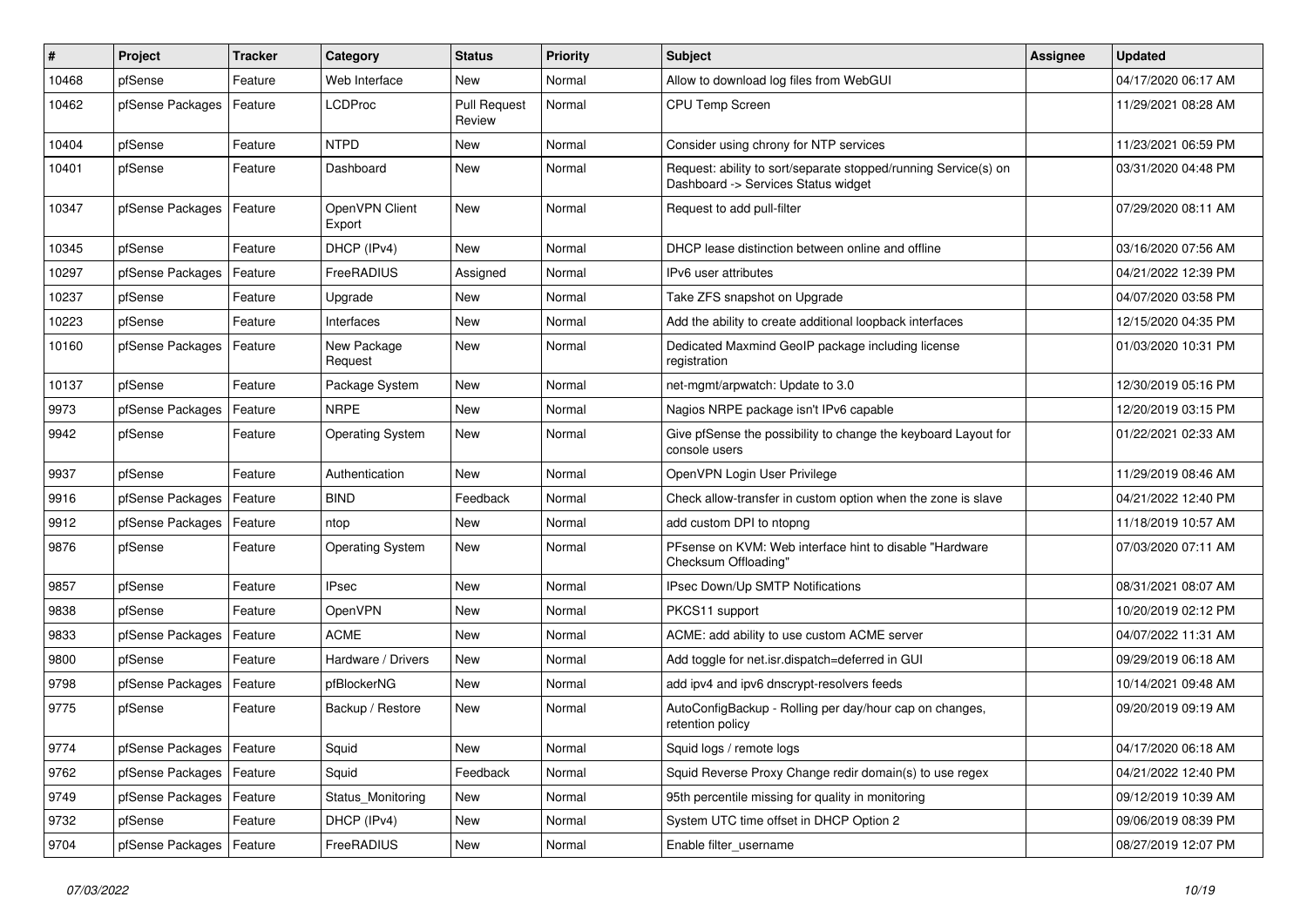| # | Project | Tracker | Category | Status | Priority | Subject | Assignee | Updated |
|---|---|---|---|---|---|---|---|---|
| 10468 | pfSense | Feature | Web Interface | New | Normal | Allow to download log files from WebGUI | | 04/17/2020 06:17 AM |
| 10462 | pfSense Packages | Feature | LCDProc | Pull Request Review | Normal | CPU Temp Screen | | 11/29/2021 08:28 AM |
| 10404 | pfSense | Feature | NTPD | New | Normal | Consider using chrony for NTP services | | 11/23/2021 06:59 PM |
| 10401 | pfSense | Feature | Dashboard | New | Normal | Request: ability to sort/separate stopped/running Service(s) on Dashboard -> Services Status widget | | 03/31/2020 04:48 PM |
| 10347 | pfSense Packages | Feature | OpenVPN Client Export | New | Normal | Request to add pull-filter | | 07/29/2020 08:11 AM |
| 10345 | pfSense | Feature | DHCP (IPv4) | New | Normal | DHCP lease distinction between online and offline | | 03/16/2020 07:56 AM |
| 10297 | pfSense Packages | Feature | FreeRADIUS | Assigned | Normal | IPv6 user attributes | | 04/21/2022 12:39 PM |
| 10237 | pfSense | Feature | Upgrade | New | Normal | Take ZFS snapshot on Upgrade | | 04/07/2020 03:58 PM |
| 10223 | pfSense | Feature | Interfaces | New | Normal | Add the ability to create additional loopback interfaces | | 12/15/2020 04:35 PM |
| 10160 | pfSense Packages | Feature | New Package Request | New | Normal | Dedicated Maxmind GeoIP package including license registration | | 01/03/2020 10:31 PM |
| 10137 | pfSense | Feature | Package System | New | Normal | net-mgmt/arpwatch: Update to 3.0 | | 12/30/2019 05:16 PM |
| 9973 | pfSense Packages | Feature | NRPE | New | Normal | Nagios NRPE package isn't IPv6 capable | | 12/20/2019 03:15 PM |
| 9942 | pfSense | Feature | Operating System | New | Normal | Give pfSense the possibility to change the keyboard Layout for console users | | 01/22/2021 02:33 AM |
| 9937 | pfSense | Feature | Authentication | New | Normal | OpenVPN Login User Privilege | | 11/29/2019 08:46 AM |
| 9916 | pfSense Packages | Feature | BIND | Feedback | Normal | Check allow-transfer in custom option when the zone is slave | | 04/21/2022 12:40 PM |
| 9912 | pfSense Packages | Feature | ntop | New | Normal | add custom DPI to ntopng | | 11/18/2019 10:57 AM |
| 9876 | pfSense | Feature | Operating System | New | Normal | PFsense on KVM: Web interface hint to disable "Hardware Checksum Offloading" | | 07/03/2020 07:11 AM |
| 9857 | pfSense | Feature | IPsec | New | Normal | IPsec Down/Up SMTP Notifications | | 08/31/2021 08:07 AM |
| 9838 | pfSense | Feature | OpenVPN | New | Normal | PKCS11 support | | 10/20/2019 02:12 PM |
| 9833 | pfSense Packages | Feature | ACME | New | Normal | ACME: add ability to use custom ACME server | | 04/07/2022 11:31 AM |
| 9800 | pfSense | Feature | Hardware / Drivers | New | Normal | Add toggle for net.isr.dispatch=deferred in GUI | | 09/29/2019 06:18 AM |
| 9798 | pfSense Packages | Feature | pfBlockerNG | New | Normal | add ipv4 and ipv6 dnscrypt-resolvers feeds | | 10/14/2021 09:48 AM |
| 9775 | pfSense | Feature | Backup / Restore | New | Normal | AutoConfigBackup - Rolling per day/hour cap on changes, retention policy | | 09/20/2019 09:19 AM |
| 9774 | pfSense Packages | Feature | Squid | New | Normal | Squid logs / remote logs | | 04/17/2020 06:18 AM |
| 9762 | pfSense Packages | Feature | Squid | Feedback | Normal | Squid Reverse Proxy Change redir domain(s) to use regex | | 04/21/2022 12:40 PM |
| 9749 | pfSense Packages | Feature | Status_Monitoring | New | Normal | 95th percentile missing for quality in monitoring | | 09/12/2019 10:39 AM |
| 9732 | pfSense | Feature | DHCP (IPv4) | New | Normal | System UTC time offset in DHCP Option 2 | | 09/06/2019 08:39 PM |
| 9704 | pfSense Packages | Feature | FreeRADIUS | New | Normal | Enable filter_username | | 08/27/2019 12:07 PM |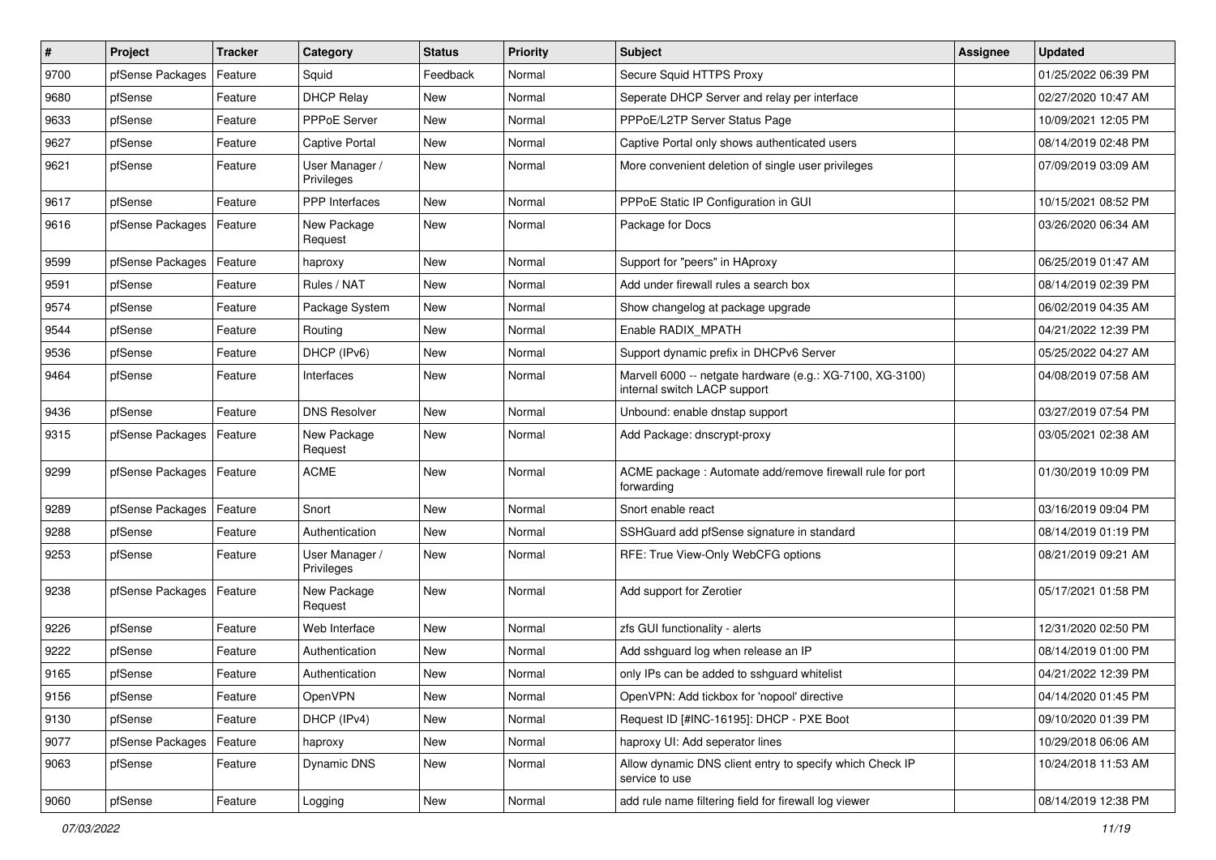| # | Project | Tracker | Category | Status | Priority | Subject | Assignee | Updated |
|---|---|---|---|---|---|---|---|---|
| 9700 | pfSense Packages | Feature | Squid | Feedback | Normal | Secure Squid HTTPS Proxy | | 01/25/2022 06:39 PM |
| 9680 | pfSense | Feature | DHCP Relay | New | Normal | Seperate DHCP Server and relay per interface | | 02/27/2020 10:47 AM |
| 9633 | pfSense | Feature | PPPoE Server | New | Normal | PPPoE/L2TP Server Status Page | | 10/09/2021 12:05 PM |
| 9627 | pfSense | Feature | Captive Portal | New | Normal | Captive Portal only shows authenticated users | | 08/14/2019 02:48 PM |
| 9621 | pfSense | Feature | User Manager / Privileges | New | Normal | More convenient deletion of single user privileges | | 07/09/2019 03:09 AM |
| 9617 | pfSense | Feature | PPP Interfaces | New | Normal | PPPoE Static IP Configuration in GUI | | 10/15/2021 08:52 PM |
| 9616 | pfSense Packages | Feature | New Package Request | New | Normal | Package for Docs | | 03/26/2020 06:34 AM |
| 9599 | pfSense Packages | Feature | haproxy | New | Normal | Support for "peers" in HAproxy | | 06/25/2019 01:47 AM |
| 9591 | pfSense | Feature | Rules / NAT | New | Normal | Add under firewall rules a search box | | 08/14/2019 02:39 PM |
| 9574 | pfSense | Feature | Package System | New | Normal | Show changelog at package upgrade | | 06/02/2019 04:35 AM |
| 9544 | pfSense | Feature | Routing | New | Normal | Enable RADIX_MPATH | | 04/21/2022 12:39 PM |
| 9536 | pfSense | Feature | DHCP (IPv6) | New | Normal | Support dynamic prefix in DHCPv6 Server | | 05/25/2022 04:27 AM |
| 9464 | pfSense | Feature | Interfaces | New | Normal | Marvell 6000 -- netgate hardware (e.g.: XG-7100, XG-3100) internal switch LACP support | | 04/08/2019 07:58 AM |
| 9436 | pfSense | Feature | DNS Resolver | New | Normal | Unbound: enable dnstap support | | 03/27/2019 07:54 PM |
| 9315 | pfSense Packages | Feature | New Package Request | New | Normal | Add Package: dnscrypt-proxy | | 03/05/2021 02:38 AM |
| 9299 | pfSense Packages | Feature | ACME | New | Normal | ACME package : Automate add/remove firewall rule for port forwarding | | 01/30/2019 10:09 PM |
| 9289 | pfSense Packages | Feature | Snort | New | Normal | Snort enable react | | 03/16/2019 09:04 PM |
| 9288 | pfSense | Feature | Authentication | New | Normal | SSHGuard add pfSense signature in standard | | 08/14/2019 01:19 PM |
| 9253 | pfSense | Feature | User Manager / Privileges | New | Normal | RFE: True View-Only WebCFG options | | 08/21/2019 09:21 AM |
| 9238 | pfSense Packages | Feature | New Package Request | New | Normal | Add support for Zerotier | | 05/17/2021 01:58 PM |
| 9226 | pfSense | Feature | Web Interface | New | Normal | zfs GUI functionality - alerts | | 12/31/2020 02:50 PM |
| 9222 | pfSense | Feature | Authentication | New | Normal | Add sshguard log when release an IP | | 08/14/2019 01:00 PM |
| 9165 | pfSense | Feature | Authentication | New | Normal | only IPs can be added to sshguard whitelist | | 04/21/2022 12:39 PM |
| 9156 | pfSense | Feature | OpenVPN | New | Normal | OpenVPN: Add tickbox for 'nopool' directive | | 04/14/2020 01:45 PM |
| 9130 | pfSense | Feature | DHCP (IPv4) | New | Normal | Request ID [#INC-16195]: DHCP - PXE Boot | | 09/10/2020 01:39 PM |
| 9077 | pfSense Packages | Feature | haproxy | New | Normal | haproxy UI: Add seperator lines | | 10/29/2018 06:06 AM |
| 9063 | pfSense | Feature | Dynamic DNS | New | Normal | Allow dynamic DNS client entry to specify which Check IP service to use | | 10/24/2018 11:53 AM |
| 9060 | pfSense | Feature | Logging | New | Normal | add rule name filtering field for firewall log viewer | | 08/14/2019 12:38 PM |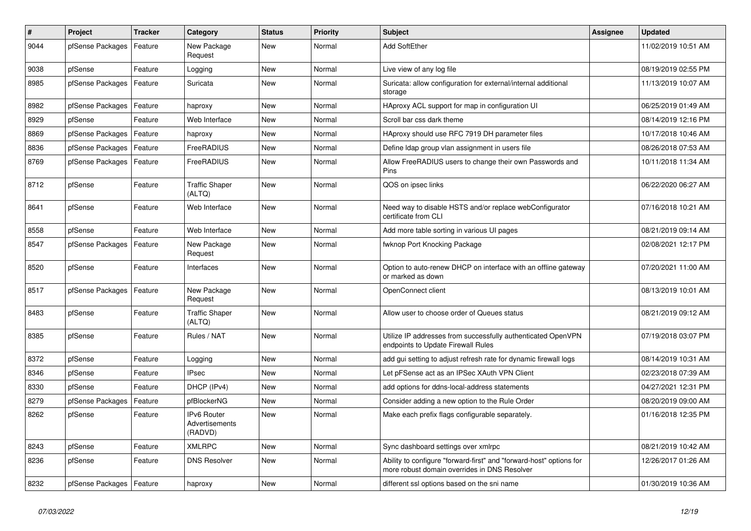| # | Project | Tracker | Category | Status | Priority | Subject | Assignee | Updated |
| --- | --- | --- | --- | --- | --- | --- | --- | --- |
| 9044 | pfSense Packages | Feature | New Package Request | New | Normal | Add SoftEther | | 11/02/2019 10:51 AM |
| 9038 | pfSense | Feature | Logging | New | Normal | Live view of any log file | | 08/19/2019 02:55 PM |
| 8985 | pfSense Packages | Feature | Suricata | New | Normal | Suricata: allow configuration for external/internal additional storage | | 11/13/2019 10:07 AM |
| 8982 | pfSense Packages | Feature | haproxy | New | Normal | HAproxy ACL support for map in configuration UI | | 06/25/2019 01:49 AM |
| 8929 | pfSense | Feature | Web Interface | New | Normal | Scroll bar css dark theme | | 08/14/2019 12:16 PM |
| 8869 | pfSense Packages | Feature | haproxy | New | Normal | HAproxy should use RFC 7919 DH parameter files | | 10/17/2018 10:46 AM |
| 8836 | pfSense Packages | Feature | FreeRADIUS | New | Normal | Define ldap group vlan assignment in users file | | 08/26/2018 07:53 AM |
| 8769 | pfSense Packages | Feature | FreeRADIUS | New | Normal | Allow FreeRADIUS users to change their own Passwords and Pins | | 10/11/2018 11:34 AM |
| 8712 | pfSense | Feature | Traffic Shaper (ALTQ) | New | Normal | QOS on ipsec links | | 06/22/2020 06:27 AM |
| 8641 | pfSense | Feature | Web Interface | New | Normal | Need way to disable HSTS and/or replace webConfigurator certificate from CLI | | 07/16/2018 10:21 AM |
| 8558 | pfSense | Feature | Web Interface | New | Normal | Add more table sorting in various UI pages | | 08/21/2019 09:14 AM |
| 8547 | pfSense Packages | Feature | New Package Request | New | Normal | fwknop Port Knocking Package | | 02/08/2021 12:17 PM |
| 8520 | pfSense | Feature | Interfaces | New | Normal | Option to auto-renew DHCP on interface with an offline gateway or marked as down | | 07/20/2021 11:00 AM |
| 8517 | pfSense Packages | Feature | New Package Request | New | Normal | OpenConnect client | | 08/13/2019 10:01 AM |
| 8483 | pfSense | Feature | Traffic Shaper (ALTQ) | New | Normal | Allow user to choose order of Queues status | | 08/21/2019 09:12 AM |
| 8385 | pfSense | Feature | Rules / NAT | New | Normal | Utilize IP addresses from successfully authenticated OpenVPN endpoints to Update Firewall Rules | | 07/19/2018 03:07 PM |
| 8372 | pfSense | Feature | Logging | New | Normal | add gui setting to adjust refresh rate for dynamic firewall logs | | 08/14/2019 10:31 AM |
| 8346 | pfSense | Feature | IPsec | New | Normal | Let pFSense act as an IPSec XAuth VPN Client | | 02/23/2018 07:39 AM |
| 8330 | pfSense | Feature | DHCP (IPv4) | New | Normal | add options for ddns-local-address statements | | 04/27/2021 12:31 PM |
| 8279 | pfSense Packages | Feature | pfBlockerNG | New | Normal | Consider adding a new option to the Rule Order | | 08/20/2019 09:00 AM |
| 8262 | pfSense | Feature | IPv6 Router Advertisements (RADVD) | New | Normal | Make each prefix flags configurable separately. | | 01/16/2018 12:35 PM |
| 8243 | pfSense | Feature | XMLRPC | New | Normal | Sync dashboard settings over xmlrpc | | 08/21/2019 10:42 AM |
| 8236 | pfSense | Feature | DNS Resolver | New | Normal | Ability to configure "forward-first" and "forward-host" options for more robust domain overrides in DNS Resolver | | 12/26/2017 01:26 AM |
| 8232 | pfSense Packages | Feature | haproxy | New | Normal | different ssl options based on the sni name | | 01/30/2019 10:36 AM |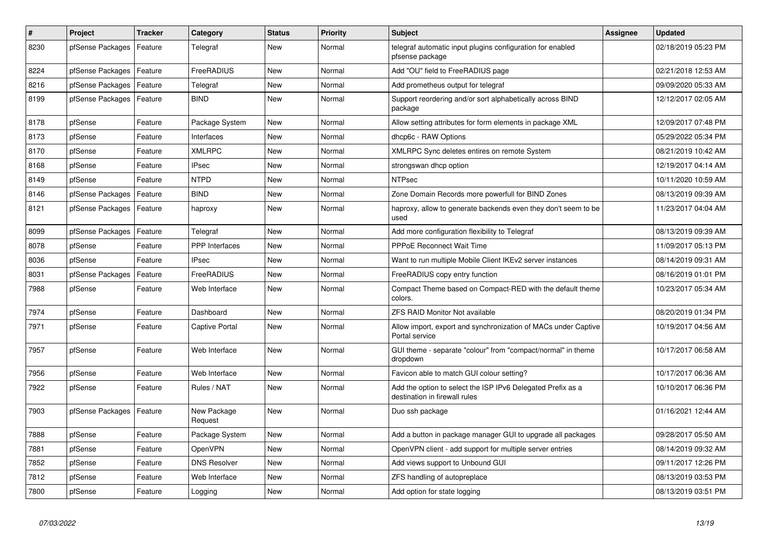| # | Project | Tracker | Category | Status | Priority | Subject | Assignee | Updated |
|---|---|---|---|---|---|---|---|---|
| 8230 | pfSense Packages | Feature | Telegraf | New | Normal | telegraf automatic input plugins configuration for enabled pfsense package | | 02/18/2019 05:23 PM |
| 8224 | pfSense Packages | Feature | FreeRADIUS | New | Normal | Add "OU" field to FreeRADIUS page | | 02/21/2018 12:53 AM |
| 8216 | pfSense Packages | Feature | Telegraf | New | Normal | Add prometheus output for telegraf | | 09/09/2020 05:33 AM |
| 8199 | pfSense Packages | Feature | BIND | New | Normal | Support reordering and/or sort alphabetically across BIND package | | 12/12/2017 02:05 AM |
| 8178 | pfSense | Feature | Package System | New | Normal | Allow setting attributes for form elements in package XML | | 12/09/2017 07:48 PM |
| 8173 | pfSense | Feature | Interfaces | New | Normal | dhcp6c - RAW Options | | 05/29/2022 05:34 PM |
| 8170 | pfSense | Feature | XMLRPC | New | Normal | XMLRPC Sync deletes entires on remote System | | 08/21/2019 10:42 AM |
| 8168 | pfSense | Feature | IPsec | New | Normal | strongswan dhcp option | | 12/19/2017 04:14 AM |
| 8149 | pfSense | Feature | NTPD | New | Normal | NTPsec | | 10/11/2020 10:59 AM |
| 8146 | pfSense Packages | Feature | BIND | New | Normal | Zone Domain Records more powerfull for BIND Zones | | 08/13/2019 09:39 AM |
| 8121 | pfSense Packages | Feature | haproxy | New | Normal | haproxy, allow to generate backends even they don't seem to be used | | 11/23/2017 04:04 AM |
| 8099 | pfSense Packages | Feature | Telegraf | New | Normal | Add more configuration flexibility to Telegraf | | 08/13/2019 09:39 AM |
| 8078 | pfSense | Feature | PPP Interfaces | New | Normal | PPPoE Reconnect Wait Time | | 11/09/2017 05:13 PM |
| 8036 | pfSense | Feature | IPsec | New | Normal | Want to run multiple Mobile Client IKEv2 server instances | | 08/14/2019 09:31 AM |
| 8031 | pfSense Packages | Feature | FreeRADIUS | New | Normal | FreeRADIUS copy entry function | | 08/16/2019 01:01 PM |
| 7988 | pfSense | Feature | Web Interface | New | Normal | Compact Theme based on Compact-RED with the default theme colors. | | 10/23/2017 05:34 AM |
| 7974 | pfSense | Feature | Dashboard | New | Normal | ZFS RAID Monitor Not available | | 08/20/2019 01:34 PM |
| 7971 | pfSense | Feature | Captive Portal | New | Normal | Allow import, export and synchronization of MACs under Captive Portal service | | 10/19/2017 04:56 AM |
| 7957 | pfSense | Feature | Web Interface | New | Normal | GUI theme - separate "colour" from "compact/normal" in theme dropdown | | 10/17/2017 06:58 AM |
| 7956 | pfSense | Feature | Web Interface | New | Normal | Favicon able to match GUI colour setting? | | 10/17/2017 06:36 AM |
| 7922 | pfSense | Feature | Rules / NAT | New | Normal | Add the option to select the ISP IPv6 Delegated Prefix as a destination in firewall rules | | 10/10/2017 06:36 PM |
| 7903 | pfSense Packages | Feature | New Package Request | New | Normal | Duo ssh package | | 01/16/2021 12:44 AM |
| 7888 | pfSense | Feature | Package System | New | Normal | Add a button in package manager GUI to upgrade all packages | | 09/28/2017 05:50 AM |
| 7881 | pfSense | Feature | OpenVPN | New | Normal | OpenVPN client - add support for multiple server entries | | 08/14/2019 09:32 AM |
| 7852 | pfSense | Feature | DNS Resolver | New | Normal | Add views support to Unbound GUI | | 09/11/2017 12:26 PM |
| 7812 | pfSense | Feature | Web Interface | New | Normal | ZFS handling of autopreplace | | 08/13/2019 03:53 PM |
| 7800 | pfSense | Feature | Logging | New | Normal | Add option for state logging | | 08/13/2019 03:51 PM |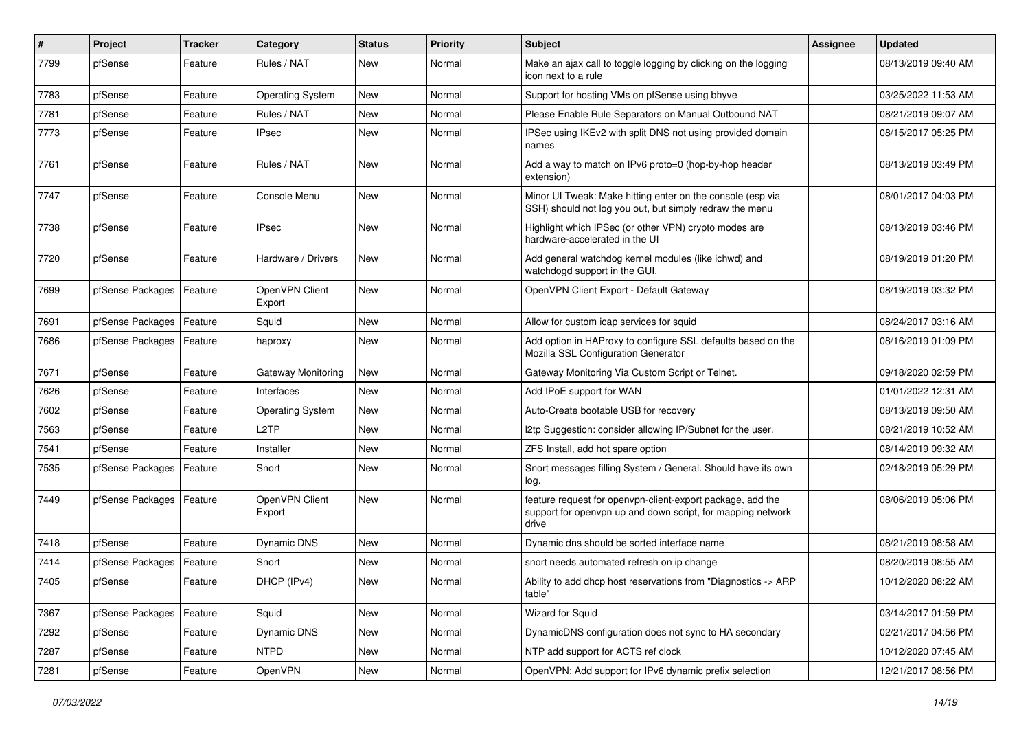| # | Project | Tracker | Category | Status | Priority | Subject | Assignee | Updated |
|---|---|---|---|---|---|---|---|---|
| 7799 | pfSense | Feature | Rules / NAT | New | Normal | Make an ajax call to toggle logging by clicking on the logging icon next to a rule | | 08/13/2019 09:40 AM |
| 7783 | pfSense | Feature | Operating System | New | Normal | Support for hosting VMs on pfSense using bhyve | | 03/25/2022 11:53 AM |
| 7781 | pfSense | Feature | Rules / NAT | New | Normal | Please Enable Rule Separators on Manual Outbound NAT | | 08/21/2019 09:07 AM |
| 7773 | pfSense | Feature | IPsec | New | Normal | IPSec using IKEv2 with split DNS not using provided domain names | | 08/15/2017 05:25 PM |
| 7761 | pfSense | Feature | Rules / NAT | New | Normal | Add a way to match on IPv6 proto=0 (hop-by-hop header extension) | | 08/13/2019 03:49 PM |
| 7747 | pfSense | Feature | Console Menu | New | Normal | Minor UI Tweak: Make hitting enter on the console (esp via SSH) should not log you out, but simply redraw the menu | | 08/01/2017 04:03 PM |
| 7738 | pfSense | Feature | IPsec | New | Normal | Highlight which IPSec (or other VPN) crypto modes are hardware-accelerated in the UI | | 08/13/2019 03:46 PM |
| 7720 | pfSense | Feature | Hardware / Drivers | New | Normal | Add general watchdog kernel modules (like ichwd) and watchdogd support in the GUI. | | 08/19/2019 01:20 PM |
| 7699 | pfSense Packages | Feature | OpenVPN Client Export | New | Normal | OpenVPN Client Export - Default Gateway | | 08/19/2019 03:32 PM |
| 7691 | pfSense Packages | Feature | Squid | New | Normal | Allow for custom icap services for squid | | 08/24/2017 03:16 AM |
| 7686 | pfSense Packages | Feature | haproxy | New | Normal | Add option in HAProxy to configure SSL defaults based on the Mozilla SSL Configuration Generator | | 08/16/2019 01:09 PM |
| 7671 | pfSense | Feature | Gateway Monitoring | New | Normal | Gateway Monitoring Via Custom Script or Telnet. | | 09/18/2020 02:59 PM |
| 7626 | pfSense | Feature | Interfaces | New | Normal | Add IPoE support for WAN | | 01/01/2022 12:31 AM |
| 7602 | pfSense | Feature | Operating System | New | Normal | Auto-Create bootable USB for recovery | | 08/13/2019 09:50 AM |
| 7563 | pfSense | Feature | L2TP | New | Normal | l2tp Suggestion: consider allowing IP/Subnet for the user. | | 08/21/2019 10:52 AM |
| 7541 | pfSense | Feature | Installer | New | Normal | ZFS Install, add hot spare option | | 08/14/2019 09:32 AM |
| 7535 | pfSense Packages | Feature | Snort | New | Normal | Snort messages filling System / General. Should have its own log. | | 02/18/2019 05:29 PM |
| 7449 | pfSense Packages | Feature | OpenVPN Client Export | New | Normal | feature request for openvpn-client-export package, add the support for openvpn up and down script, for mapping network drive | | 08/06/2019 05:06 PM |
| 7418 | pfSense | Feature | Dynamic DNS | New | Normal | Dynamic dns should be sorted interface name | | 08/21/2019 08:58 AM |
| 7414 | pfSense Packages | Feature | Snort | New | Normal | snort needs automated refresh on ip change | | 08/20/2019 08:55 AM |
| 7405 | pfSense | Feature | DHCP (IPv4) | New | Normal | Ability to add dhcp host reservations from "Diagnostics -> ARP table" | | 10/12/2020 08:22 AM |
| 7367 | pfSense Packages | Feature | Squid | New | Normal | Wizard for Squid | | 03/14/2017 01:59 PM |
| 7292 | pfSense | Feature | Dynamic DNS | New | Normal | DynamicDNS configuration does not sync to HA secondary | | 02/21/2017 04:56 PM |
| 7287 | pfSense | Feature | NTPD | New | Normal | NTP add support for ACTS ref clock | | 10/12/2020 07:45 AM |
| 7281 | pfSense | Feature | OpenVPN | New | Normal | OpenVPN: Add support for IPv6 dynamic prefix selection | | 12/21/2017 08:56 PM |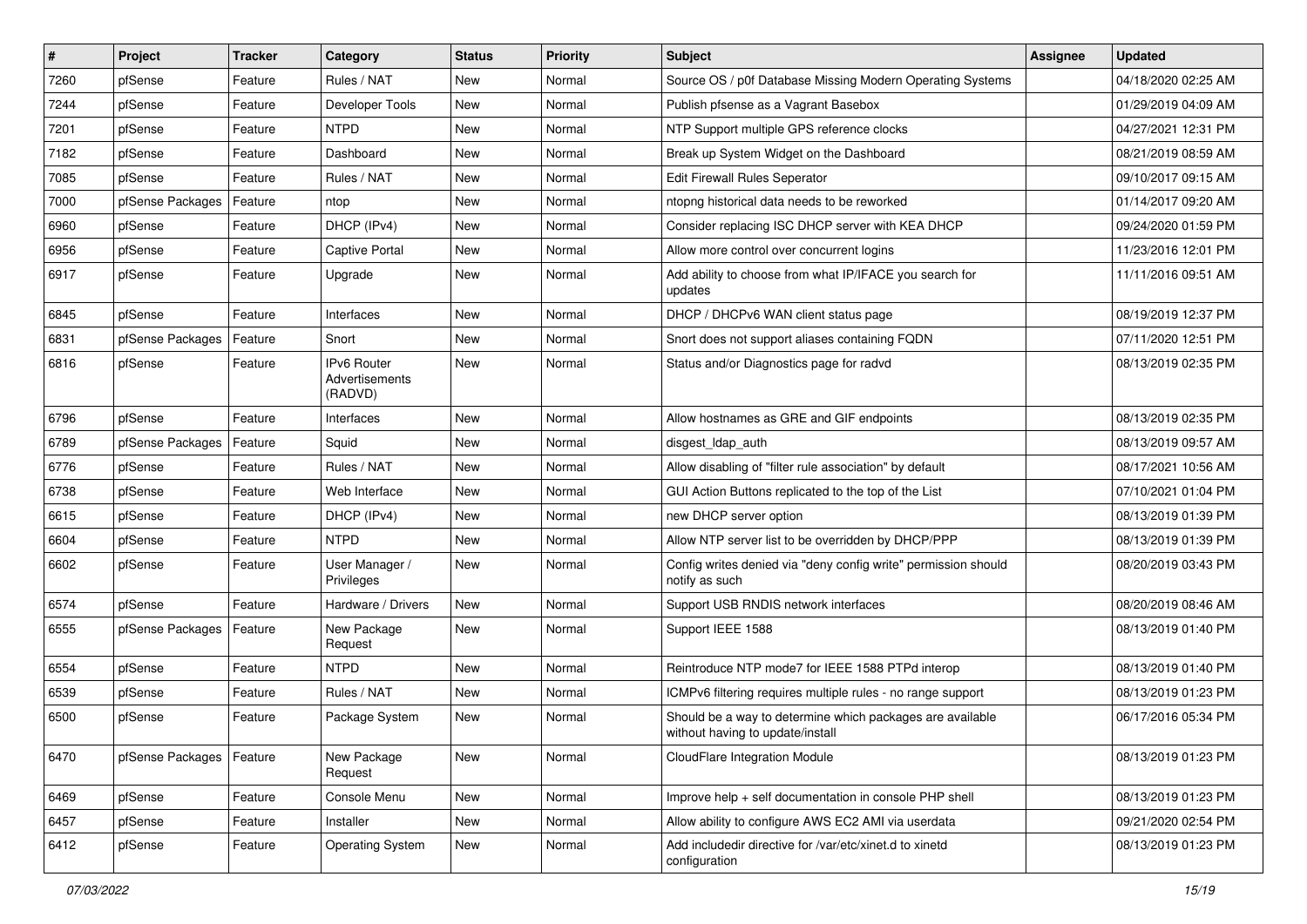| # | Project | Tracker | Category | Status | Priority | Subject | Assignee | Updated |
|---|---|---|---|---|---|---|---|---|
| 7260 | pfSense | Feature | Rules / NAT | New | Normal | Source OS / p0f Database Missing Modern Operating Systems | | 04/18/2020 02:25 AM |
| 7244 | pfSense | Feature | Developer Tools | New | Normal | Publish pfsense as a Vagrant Basebox | | 01/29/2019 04:09 AM |
| 7201 | pfSense | Feature | NTPD | New | Normal | NTP Support multiple GPS reference clocks | | 04/27/2021 12:31 PM |
| 7182 | pfSense | Feature | Dashboard | New | Normal | Break up System Widget on the Dashboard | | 08/21/2019 08:59 AM |
| 7085 | pfSense | Feature | Rules / NAT | New | Normal | Edit Firewall Rules Seperator | | 09/10/2017 09:15 AM |
| 7000 | pfSense Packages | Feature | ntop | New | Normal | ntopng historical data needs to be reworked | | 01/14/2017 09:20 AM |
| 6960 | pfSense | Feature | DHCP (IPv4) | New | Normal | Consider replacing ISC DHCP server with KEA DHCP | | 09/24/2020 01:59 PM |
| 6956 | pfSense | Feature | Captive Portal | New | Normal | Allow more control over concurrent logins | | 11/23/2016 12:01 PM |
| 6917 | pfSense | Feature | Upgrade | New | Normal | Add ability to choose from what IP/IFACE you search for updates | | 11/11/2016 09:51 AM |
| 6845 | pfSense | Feature | Interfaces | New | Normal | DHCP / DHCPv6 WAN client status page | | 08/19/2019 12:37 PM |
| 6831 | pfSense Packages | Feature | Snort | New | Normal | Snort does not support aliases containing FQDN | | 07/11/2020 12:51 PM |
| 6816 | pfSense | Feature | IPv6 Router Advertisements (RADVD) | New | Normal | Status and/or Diagnostics page for radvd | | 08/13/2019 02:35 PM |
| 6796 | pfSense | Feature | Interfaces | New | Normal | Allow hostnames as GRE and GIF endpoints | | 08/13/2019 02:35 PM |
| 6789 | pfSense Packages | Feature | Squid | New | Normal | disgest_ldap_auth | | 08/13/2019 09:57 AM |
| 6776 | pfSense | Feature | Rules / NAT | New | Normal | Allow disabling of "filter rule association" by default | | 08/17/2021 10:56 AM |
| 6738 | pfSense | Feature | Web Interface | New | Normal | GUI Action Buttons replicated to the top of the List | | 07/10/2021 01:04 PM |
| 6615 | pfSense | Feature | DHCP (IPv4) | New | Normal | new DHCP server option | | 08/13/2019 01:39 PM |
| 6604 | pfSense | Feature | NTPD | New | Normal | Allow NTP server list to be overridden by DHCP/PPP | | 08/13/2019 01:39 PM |
| 6602 | pfSense | Feature | User Manager / Privileges | New | Normal | Config writes denied via "deny config write" permission should notify as such | | 08/20/2019 03:43 PM |
| 6574 | pfSense | Feature | Hardware / Drivers | New | Normal | Support USB RNDIS network interfaces | | 08/20/2019 08:46 AM |
| 6555 | pfSense Packages | Feature | New Package Request | New | Normal | Support IEEE 1588 | | 08/13/2019 01:40 PM |
| 6554 | pfSense | Feature | NTPD | New | Normal | Reintroduce NTP mode7 for IEEE 1588 PTPd interop | | 08/13/2019 01:40 PM |
| 6539 | pfSense | Feature | Rules / NAT | New | Normal | ICMPv6 filtering requires multiple rules - no range support | | 08/13/2019 01:23 PM |
| 6500 | pfSense | Feature | Package System | New | Normal | Should be a way to determine which packages are available without having to update/install | | 06/17/2016 05:34 PM |
| 6470 | pfSense Packages | Feature | New Package Request | New | Normal | CloudFlare Integration Module | | 08/13/2019 01:23 PM |
| 6469 | pfSense | Feature | Console Menu | New | Normal | Improve help + self documentation in console PHP shell | | 08/13/2019 01:23 PM |
| 6457 | pfSense | Feature | Installer | New | Normal | Allow ability to configure AWS EC2 AMI via userdata | | 09/21/2020 02:54 PM |
| 6412 | pfSense | Feature | Operating System | New | Normal | Add includedir directive for /var/etc/xinet.d to xinetd configuration | | 08/13/2019 01:23 PM |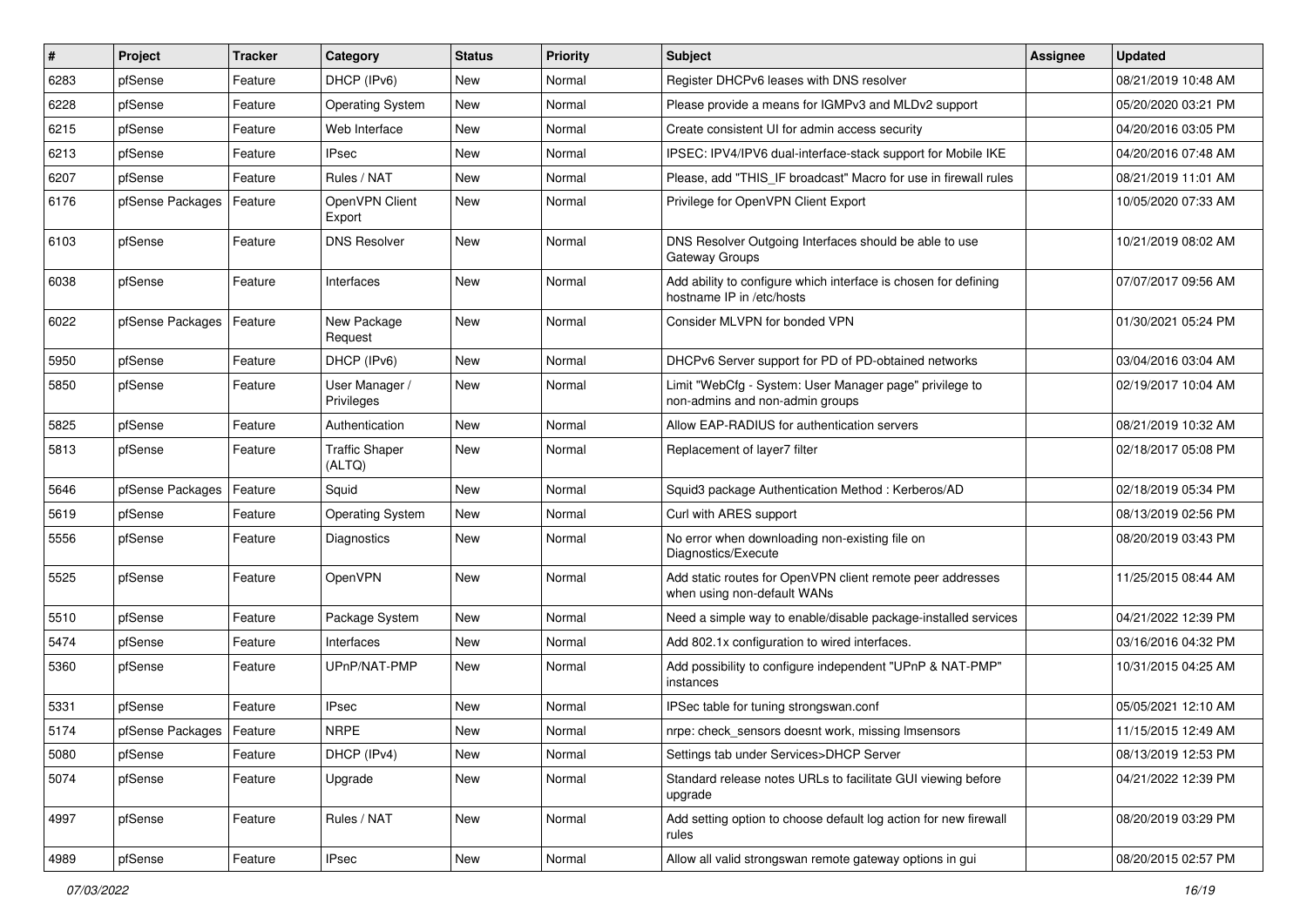| # | Project | Tracker | Category | Status | Priority | Subject | Assignee | Updated |
|---|---|---|---|---|---|---|---|---|
| 6283 | pfSense | Feature | DHCP (IPv6) | New | Normal | Register DHCPv6 leases with DNS resolver | | 08/21/2019 10:48 AM |
| 6228 | pfSense | Feature | Operating System | New | Normal | Please provide a means for IGMPv3 and MLDv2 support | | 05/20/2020 03:21 PM |
| 6215 | pfSense | Feature | Web Interface | New | Normal | Create consistent UI for admin access security | | 04/20/2016 03:05 PM |
| 6213 | pfSense | Feature | IPsec | New | Normal | IPSEC: IPV4/IPV6 dual-interface-stack support for Mobile IKE | | 04/20/2016 07:48 AM |
| 6207 | pfSense | Feature | Rules / NAT | New | Normal | Please, add "THIS_IF broadcast" Macro for use in firewall rules | | 08/21/2019 11:01 AM |
| 6176 | pfSense Packages | Feature | OpenVPN Client Export | New | Normal | Privilege for OpenVPN Client Export | | 10/05/2020 07:33 AM |
| 6103 | pfSense | Feature | DNS Resolver | New | Normal | DNS Resolver Outgoing Interfaces should be able to use Gateway Groups | | 10/21/2019 08:02 AM |
| 6038 | pfSense | Feature | Interfaces | New | Normal | Add ability to configure which interface is chosen for defining hostname IP in /etc/hosts | | 07/07/2017 09:56 AM |
| 6022 | pfSense Packages | Feature | New Package Request | New | Normal | Consider MLVPN for bonded VPN | | 01/30/2021 05:24 PM |
| 5950 | pfSense | Feature | DHCP (IPv6) | New | Normal | DHCPv6 Server support for PD of PD-obtained networks | | 03/04/2016 03:04 AM |
| 5850 | pfSense | Feature | User Manager / Privileges | New | Normal | Limit "WebCfg - System: User Manager page" privilege to non-admins and non-admin groups | | 02/19/2017 10:04 AM |
| 5825 | pfSense | Feature | Authentication | New | Normal | Allow EAP-RADIUS for authentication servers | | 08/21/2019 10:32 AM |
| 5813 | pfSense | Feature | Traffic Shaper (ALTQ) | New | Normal | Replacement of layer7 filter | | 02/18/2017 05:08 PM |
| 5646 | pfSense Packages | Feature | Squid | New | Normal | Squid3 package Authentication Method : Kerberos/AD | | 02/18/2019 05:34 PM |
| 5619 | pfSense | Feature | Operating System | New | Normal | Curl with ARES support | | 08/13/2019 02:56 PM |
| 5556 | pfSense | Feature | Diagnostics | New | Normal | No error when downloading non-existing file on Diagnostics/Execute | | 08/20/2019 03:43 PM |
| 5525 | pfSense | Feature | OpenVPN | New | Normal | Add static routes for OpenVPN client remote peer addresses when using non-default WANs | | 11/25/2015 08:44 AM |
| 5510 | pfSense | Feature | Package System | New | Normal | Need a simple way to enable/disable package-installed services | | 04/21/2022 12:39 PM |
| 5474 | pfSense | Feature | Interfaces | New | Normal | Add 802.1x configuration to wired interfaces. | | 03/16/2016 04:32 PM |
| 5360 | pfSense | Feature | UPnP/NAT-PMP | New | Normal | Add possibility to configure independent "UPnP & NAT-PMP" instances | | 10/31/2015 04:25 AM |
| 5331 | pfSense | Feature | IPsec | New | Normal | IPSec table for tuning strongswan.conf | | 05/05/2021 12:10 AM |
| 5174 | pfSense Packages | Feature | NRPE | New | Normal | nrpe: check_sensors doesnt work, missing lmsensors | | 11/15/2015 12:49 AM |
| 5080 | pfSense | Feature | DHCP (IPv4) | New | Normal | Settings tab under Services>DHCP Server | | 08/13/2019 12:53 PM |
| 5074 | pfSense | Feature | Upgrade | New | Normal | Standard release notes URLs to facilitate GUI viewing before upgrade | | 04/21/2022 12:39 PM |
| 4997 | pfSense | Feature | Rules / NAT | New | Normal | Add setting option to choose default log action for new firewall rules | | 08/20/2019 03:29 PM |
| 4989 | pfSense | Feature | IPsec | New | Normal | Allow all valid strongswan remote gateway options in gui | | 08/20/2015 02:57 PM |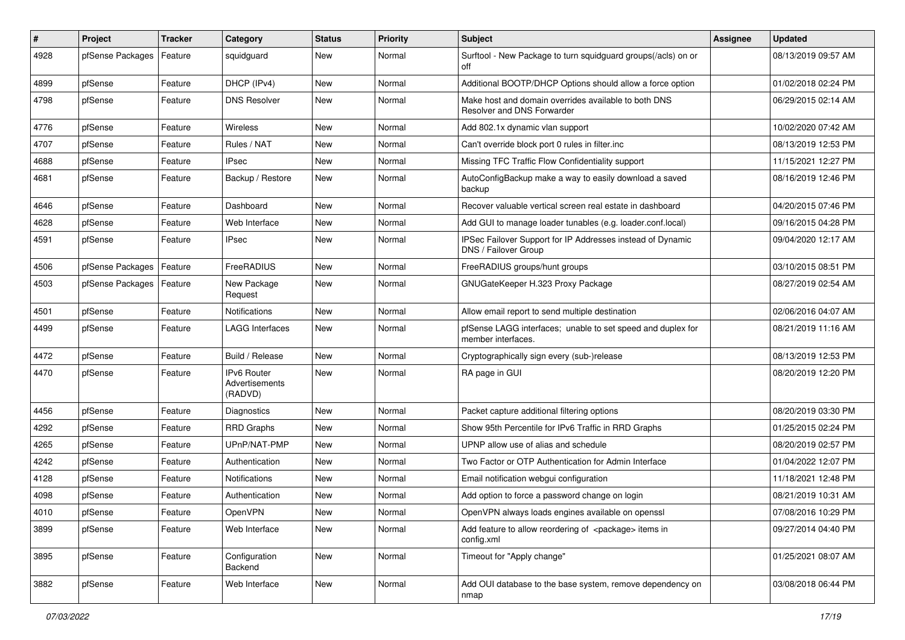| # | Project | Tracker | Category | Status | Priority | Subject | Assignee | Updated |
|---|---|---|---|---|---|---|---|---|
| 4928 | pfSense Packages | Feature | squidguard | New | Normal | Surftool - New Package to turn squidguard groups(/acls) on or off | | 08/13/2019 09:57 AM |
| 4899 | pfSense | Feature | DHCP (IPv4) | New | Normal | Additional BOOTP/DHCP Options should allow a force option | | 01/02/2018 02:24 PM |
| 4798 | pfSense | Feature | DNS Resolver | New | Normal | Make host and domain overrides available to both DNS Resolver and DNS Forwarder | | 06/29/2015 02:14 AM |
| 4776 | pfSense | Feature | Wireless | New | Normal | Add 802.1x dynamic vlan support | | 10/02/2020 07:42 AM |
| 4707 | pfSense | Feature | Rules / NAT | New | Normal | Can't override block port 0 rules in filter.inc | | 08/13/2019 12:53 PM |
| 4688 | pfSense | Feature | IPsec | New | Normal | Missing TFC Traffic Flow Confidentiality support | | 11/15/2021 12:27 PM |
| 4681 | pfSense | Feature | Backup / Restore | New | Normal | AutoConfigBackup make a way to easily download a saved backup | | 08/16/2019 12:46 PM |
| 4646 | pfSense | Feature | Dashboard | New | Normal | Recover valuable vertical screen real estate in dashboard | | 04/20/2015 07:46 PM |
| 4628 | pfSense | Feature | Web Interface | New | Normal | Add GUI to manage loader tunables (e.g. loader.conf.local) | | 09/16/2015 04:28 PM |
| 4591 | pfSense | Feature | IPsec | New | Normal | IPSec Failover Support for IP Addresses instead of Dynamic DNS / Failover Group | | 09/04/2020 12:17 AM |
| 4506 | pfSense Packages | Feature | FreeRADIUS | New | Normal | FreeRADIUS groups/hunt groups | | 03/10/2015 08:51 PM |
| 4503 | pfSense Packages | Feature | New Package Request | New | Normal | GNUGateKeeper H.323 Proxy Package | | 08/27/2019 02:54 AM |
| 4501 | pfSense | Feature | Notifications | New | Normal | Allow email report to send multiple destination | | 02/06/2016 04:07 AM |
| 4499 | pfSense | Feature | LAGG Interfaces | New | Normal | pfSense LAGG interfaces; unable to set speed and duplex for member interfaces. | | 08/21/2019 11:16 AM |
| 4472 | pfSense | Feature | Build / Release | New | Normal | Cryptographically sign every (sub-)release | | 08/13/2019 12:53 PM |
| 4470 | pfSense | Feature | IPv6 Router Advertisements (RADVD) | New | Normal | RA page in GUI | | 08/20/2019 12:20 PM |
| 4456 | pfSense | Feature | Diagnostics | New | Normal | Packet capture additional filtering options | | 08/20/2019 03:30 PM |
| 4292 | pfSense | Feature | RRD Graphs | New | Normal | Show 95th Percentile for IPv6 Traffic in RRD Graphs | | 01/25/2015 02:24 PM |
| 4265 | pfSense | Feature | UPnP/NAT-PMP | New | Normal | UPNP allow use of alias and schedule | | 08/20/2019 02:57 PM |
| 4242 | pfSense | Feature | Authentication | New | Normal | Two Factor or OTP Authentication for Admin Interface | | 01/04/2022 12:07 PM |
| 4128 | pfSense | Feature | Notifications | New | Normal | Email notification webgui configuration | | 11/18/2021 12:48 PM |
| 4098 | pfSense | Feature | Authentication | New | Normal | Add option to force a password change on login | | 08/21/2019 10:31 AM |
| 4010 | pfSense | Feature | OpenVPN | New | Normal | OpenVPN always loads engines available on openssl | | 07/08/2016 10:29 PM |
| 3899 | pfSense | Feature | Web Interface | New | Normal | Add feature to allow reordering of <package> items in config.xml | | 09/27/2014 04:40 PM |
| 3895 | pfSense | Feature | Configuration Backend | New | Normal | Timeout for "Apply change" | | 01/25/2021 08:07 AM |
| 3882 | pfSense | Feature | Web Interface | New | Normal | Add OUI database to the base system, remove dependency on nmap | | 03/08/2018 06:44 PM |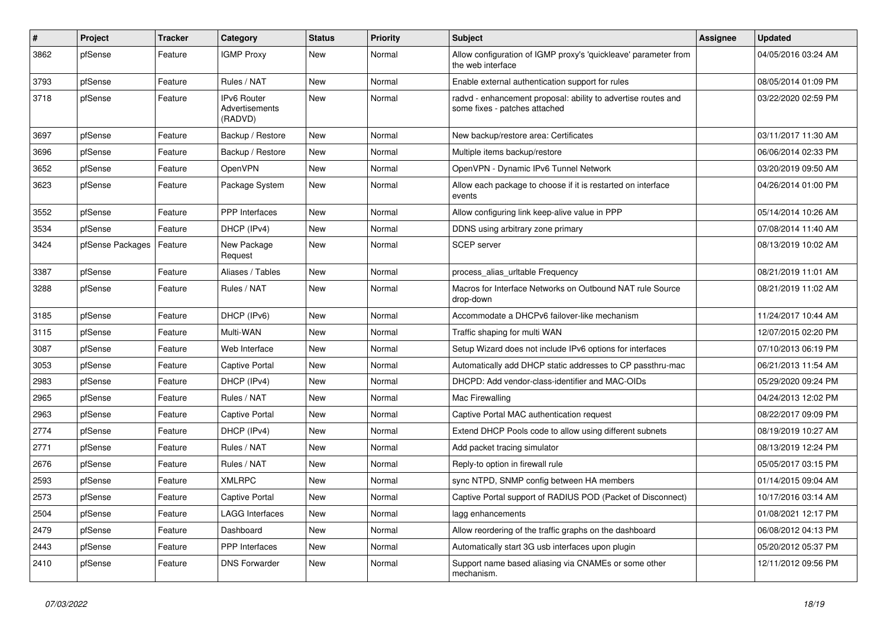| # | Project | Tracker | Category | Status | Priority | Subject | Assignee | Updated |
|---|---|---|---|---|---|---|---|---|
| 3862 | pfSense | Feature | IGMP Proxy | New | Normal | Allow configuration of IGMP proxy's 'quickleave' parameter from the web interface | | 04/05/2016 03:24 AM |
| 3793 | pfSense | Feature | Rules / NAT | New | Normal | Enable external authentication support for rules | | 08/05/2014 01:09 PM |
| 3718 | pfSense | Feature | IPv6 Router Advertisements (RADVD) | New | Normal | radvd - enhancement proposal: ability to advertise routes and some fixes - patches attached | | 03/22/2020 02:59 PM |
| 3697 | pfSense | Feature | Backup / Restore | New | Normal | New backup/restore area: Certificates | | 03/11/2017 11:30 AM |
| 3696 | pfSense | Feature | Backup / Restore | New | Normal | Multiple items backup/restore | | 06/06/2014 02:33 PM |
| 3652 | pfSense | Feature | OpenVPN | New | Normal | OpenVPN - Dynamic IPv6 Tunnel Network | | 03/20/2019 09:50 AM |
| 3623 | pfSense | Feature | Package System | New | Normal | Allow each package to choose if it is restarted on interface events | | 04/26/2014 01:00 PM |
| 3552 | pfSense | Feature | PPP Interfaces | New | Normal | Allow configuring link keep-alive value in PPP | | 05/14/2014 10:26 AM |
| 3534 | pfSense | Feature | DHCP (IPv4) | New | Normal | DDNS using arbitrary zone primary | | 07/08/2014 11:40 AM |
| 3424 | pfSense Packages | Feature | New Package Request | New | Normal | SCEP server | | 08/13/2019 10:02 AM |
| 3387 | pfSense | Feature | Aliases / Tables | New | Normal | process_alias_urltable Frequency | | 08/21/2019 11:01 AM |
| 3288 | pfSense | Feature | Rules / NAT | New | Normal | Macros for Interface Networks on Outbound NAT rule Source drop-down | | 08/21/2019 11:02 AM |
| 3185 | pfSense | Feature | DHCP (IPv6) | New | Normal | Accommodate a DHCPv6 failover-like mechanism | | 11/24/2017 10:44 AM |
| 3115 | pfSense | Feature | Multi-WAN | New | Normal | Traffic shaping for multi WAN | | 12/07/2015 02:20 PM |
| 3087 | pfSense | Feature | Web Interface | New | Normal | Setup Wizard does not include IPv6 options for interfaces | | 07/10/2013 06:19 PM |
| 3053 | pfSense | Feature | Captive Portal | New | Normal | Automatically add DHCP static addresses to CP passthru-mac | | 06/21/2013 11:54 AM |
| 2983 | pfSense | Feature | DHCP (IPv4) | New | Normal | DHCPD: Add vendor-class-identifier and MAC-OIDs | | 05/29/2020 09:24 PM |
| 2965 | pfSense | Feature | Rules / NAT | New | Normal | Mac Firewalling | | 04/24/2013 12:02 PM |
| 2963 | pfSense | Feature | Captive Portal | New | Normal | Captive Portal MAC authentication request | | 08/22/2017 09:09 PM |
| 2774 | pfSense | Feature | DHCP (IPv4) | New | Normal | Extend DHCP Pools code to allow using different subnets | | 08/19/2019 10:27 AM |
| 2771 | pfSense | Feature | Rules / NAT | New | Normal | Add packet tracing simulator | | 08/13/2019 12:24 PM |
| 2676 | pfSense | Feature | Rules / NAT | New | Normal | Reply-to option in firewall rule | | 05/05/2017 03:15 PM |
| 2593 | pfSense | Feature | XMLRPC | New | Normal | sync NTPD, SNMP config between HA members | | 01/14/2015 09:04 AM |
| 2573 | pfSense | Feature | Captive Portal | New | Normal | Captive Portal support of RADIUS POD (Packet of Disconnect) | | 10/17/2016 03:14 AM |
| 2504 | pfSense | Feature | LAGG Interfaces | New | Normal | lagg enhancements | | 01/08/2021 12:17 PM |
| 2479 | pfSense | Feature | Dashboard | New | Normal | Allow reordering of the traffic graphs on the dashboard | | 06/08/2012 04:13 PM |
| 2443 | pfSense | Feature | PPP Interfaces | New | Normal | Automatically start 3G usb interfaces upon plugin | | 05/20/2012 05:37 PM |
| 2410 | pfSense | Feature | DNS Forwarder | New | Normal | Support name based aliasing via CNAMEs or some other mechanism. | | 12/11/2012 09:56 PM |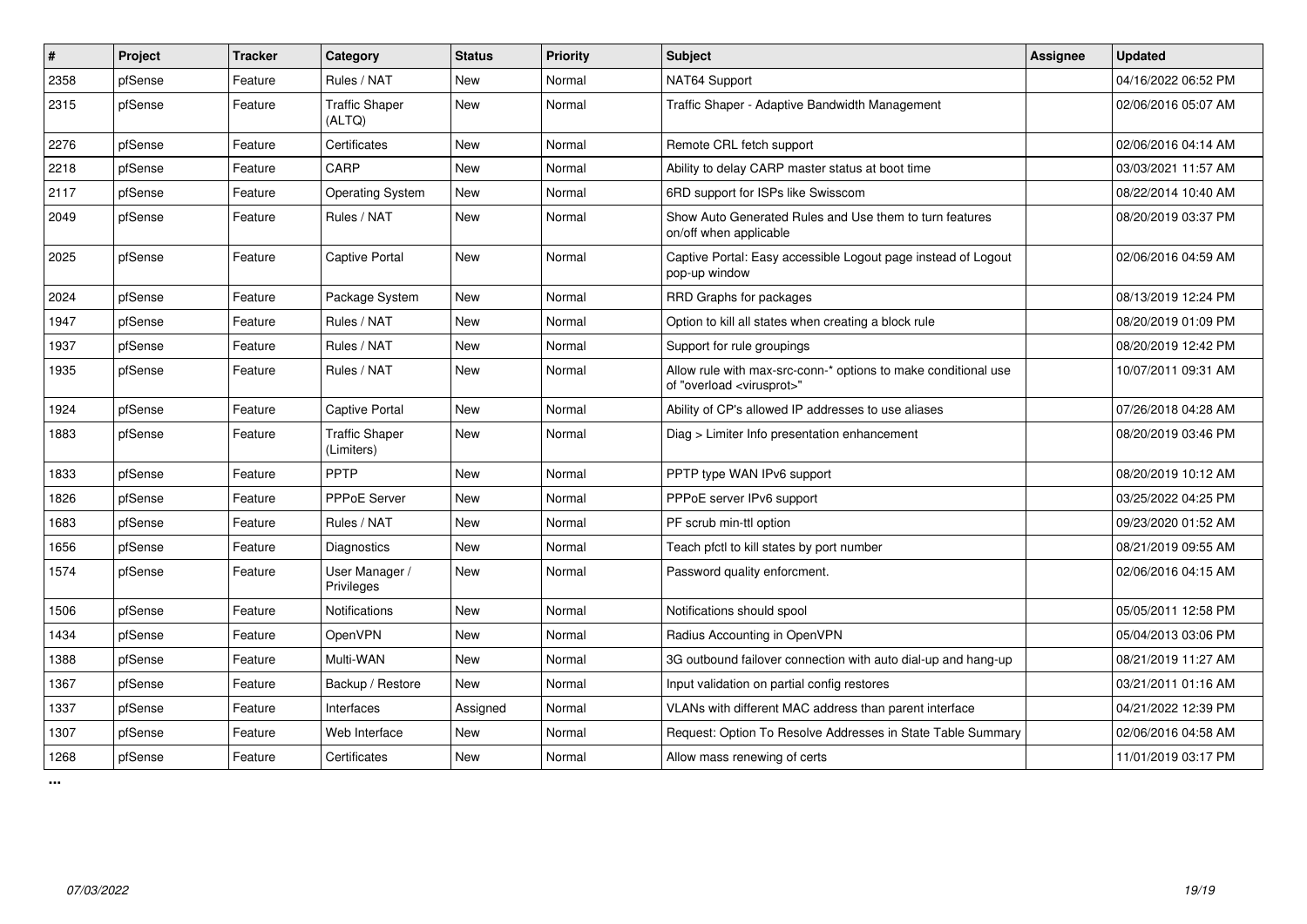| # | Project | Tracker | Category | Status | Priority | Subject | Assignee | Updated |
|---|---|---|---|---|---|---|---|---|
| 2358 | pfSense | Feature | Rules / NAT | New | Normal | NAT64 Support | | 04/16/2022 06:52 PM |
| 2315 | pfSense | Feature | Traffic Shaper (ALTQ) | New | Normal | Traffic Shaper - Adaptive Bandwidth Management | | 02/06/2016 05:07 AM |
| 2276 | pfSense | Feature | Certificates | New | Normal | Remote CRL fetch support | | 02/06/2016 04:14 AM |
| 2218 | pfSense | Feature | CARP | New | Normal | Ability to delay CARP master status at boot time | | 03/03/2021 11:57 AM |
| 2117 | pfSense | Feature | Operating System | New | Normal | 6RD support for ISPs like Swisscom | | 08/22/2014 10:40 AM |
| 2049 | pfSense | Feature | Rules / NAT | New | Normal | Show Auto Generated Rules and Use them to turn features on/off when applicable | | 08/20/2019 03:37 PM |
| 2025 | pfSense | Feature | Captive Portal | New | Normal | Captive Portal: Easy accessible Logout page instead of Logout pop-up window | | 02/06/2016 04:59 AM |
| 2024 | pfSense | Feature | Package System | New | Normal | RRD Graphs for packages | | 08/13/2019 12:24 PM |
| 1947 | pfSense | Feature | Rules / NAT | New | Normal | Option to kill all states when creating a block rule | | 08/20/2019 01:09 PM |
| 1937 | pfSense | Feature | Rules / NAT | New | Normal | Support for rule groupings | | 08/20/2019 12:42 PM |
| 1935 | pfSense | Feature | Rules / NAT | New | Normal | Allow rule with max-src-conn-* options to make conditional use of "overload <virusprot>" | | 10/07/2011 09:31 AM |
| 1924 | pfSense | Feature | Captive Portal | New | Normal | Ability of CP's allowed IP addresses to use aliases | | 07/26/2018 04:28 AM |
| 1883 | pfSense | Feature | Traffic Shaper (Limiters) | New | Normal | Diag > Limiter Info presentation enhancement | | 08/20/2019 03:46 PM |
| 1833 | pfSense | Feature | PPTP | New | Normal | PPTP type WAN IPv6 support | | 08/20/2019 10:12 AM |
| 1826 | pfSense | Feature | PPPoE Server | New | Normal | PPPoE server IPv6 support | | 03/25/2022 04:25 PM |
| 1683 | pfSense | Feature | Rules / NAT | New | Normal | PF scrub min-ttl option | | 09/23/2020 01:52 AM |
| 1656 | pfSense | Feature | Diagnostics | New | Normal | Teach pfctl to kill states by port number | | 08/21/2019 09:55 AM |
| 1574 | pfSense | Feature | User Manager / Privileges | New | Normal | Password quality enforcment. | | 02/06/2016 04:15 AM |
| 1506 | pfSense | Feature | Notifications | New | Normal | Notifications should spool | | 05/05/2011 12:58 PM |
| 1434 | pfSense | Feature | OpenVPN | New | Normal | Radius Accounting in OpenVPN | | 05/04/2013 03:06 PM |
| 1388 | pfSense | Feature | Multi-WAN | New | Normal | 3G outbound failover connection with auto dial-up and hang-up | | 08/21/2019 11:27 AM |
| 1367 | pfSense | Feature | Backup / Restore | New | Normal | Input validation on partial config restores | | 03/21/2011 01:16 AM |
| 1337 | pfSense | Feature | Interfaces | Assigned | Normal | VLANs with different MAC address than parent interface | | 04/21/2022 12:39 PM |
| 1307 | pfSense | Feature | Web Interface | New | Normal | Request: Option To Resolve Addresses in State Table Summary | | 02/06/2016 04:58 AM |
| 1268 | pfSense | Feature | Certificates | New | Normal | Allow mass renewing of certs | | 11/01/2019 03:17 PM |

...